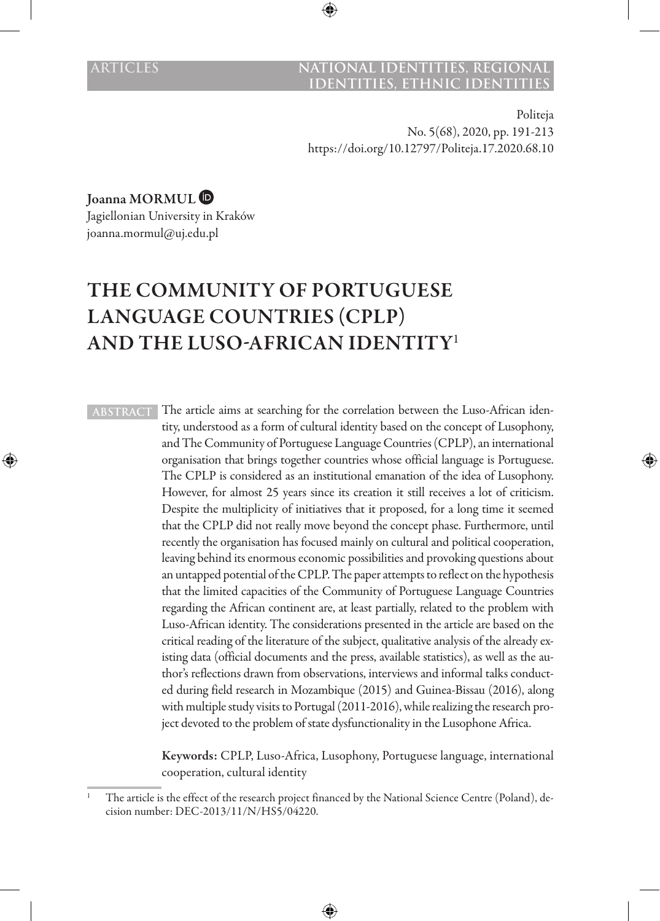ARTICLES — NATIONAL IDENTITIES, REGIONAL IDENTITIES, ETHNIC IDENTITIES

Politeja
No. 5(68), 2020, pp. 191-213
https://doi.org/10.12797/Politeja.17.2020.68.10

**Joanna MORMUL**
Jagiellonian University in Kraków
joanna.mormul@uj.edu.pl

# THE COMMUNITY OF PORTUGUESE LANGUAGE COUNTRIES (CPLP) AND THE LUSO-AFRICAN IDENTITY[1]

**ABSTRACT** The article aims at searching for the correlation between the Luso-African identity, understood as a form of cultural identity based on the concept of Lusophony, and The Community of Portuguese Language Countries (CPLP), an international organisation that brings together countries whose official language is Portuguese. The CPLP is considered as an institutional emanation of the idea of Lusophony. However, for almost 25 years since its creation it still receives a lot of criticism. Despite the multiplicity of initiatives that it proposed, for a long time it seemed that the CPLP did not really move beyond the concept phase. Furthermore, until recently the organisation has focused mainly on cultural and political cooperation, leaving behind its enormous economic possibilities and provoking questions about an untapped potential of the CPLP. The paper attempts to reflect on the hypothesis that the limited capacities of the Community of Portuguese Language Countries regarding the African continent are, at least partially, related to the problem with Luso-African identity. The considerations presented in the article are based on the critical reading of the literature of the subject, qualitative analysis of the already existing data (official documents and the press, available statistics), as well as the author's reflections drawn from observations, interviews and informal talks conducted during field research in Mozambique (2015) and Guinea-Bissau (2016), along with multiple study visits to Portugal (2011-2016), while realizing the research project devoted to the problem of state dysfunctionality in the Lusophone Africa.

**Keywords:** CPLP, Luso-Africa, Lusophony, Portuguese language, international cooperation, cultural identity

[1] The article is the effect of the research project financed by the National Science Centre (Poland), decision number: DEC-2013/11/N/HS5/04220.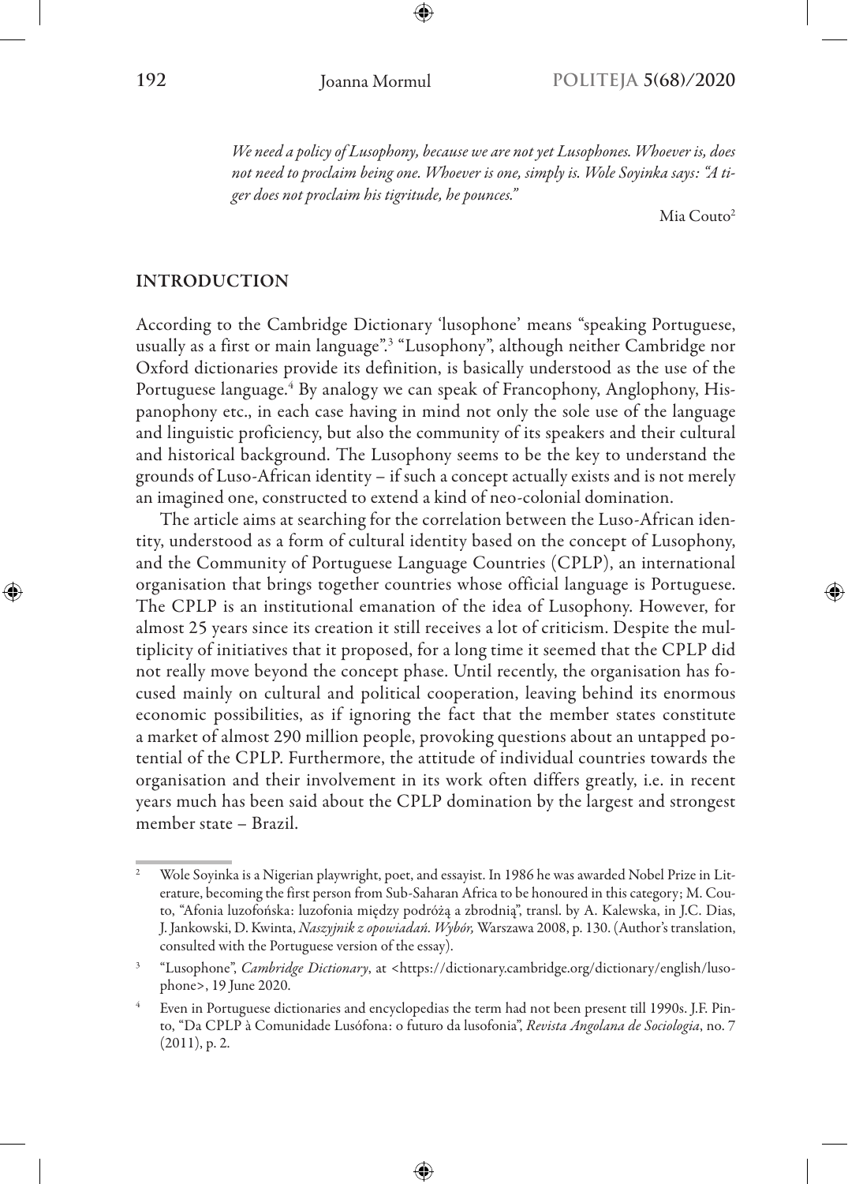*We need a policy of Lusophony, because we are not yet Lusophones. Whoever is, does not need to proclaim being one. Whoever is one, simply is. Wole Soyinka says: "A tiger does not proclaim his tigritude, he pounces."*

Mia Couto[2]

## INTRODUCTION

According to the Cambridge Dictionary 'lusophone' means "speaking Portuguese, usually as a first or main language".[3] "Lusophony", although neither Cambridge nor Oxford dictionaries provide its definition, is basically understood as the use of the Portuguese language.[4] By analogy we can speak of Francophony, Anglophony, Hispanophony etc., in each case having in mind not only the sole use of the language and linguistic proficiency, but also the community of its speakers and their cultural and historical background. The Lusophony seems to be the key to understand the grounds of Luso-African identity – if such a concept actually exists and is not merely an imagined one, constructed to extend a kind of neo-colonial domination.

The article aims at searching for the correlation between the Luso-African identity, understood as a form of cultural identity based on the concept of Lusophony, and the Community of Portuguese Language Countries (CPLP), an international organisation that brings together countries whose official language is Portuguese. The CPLP is an institutional emanation of the idea of Lusophony. However, for almost 25 years since its creation it still receives a lot of criticism. Despite the multiplicity of initiatives that it proposed, for a long time it seemed that the CPLP did not really move beyond the concept phase. Until recently, the organisation has focused mainly on cultural and political cooperation, leaving behind its enormous economic possibilities, as if ignoring the fact that the member states constitute a market of almost 290 million people, provoking questions about an untapped potential of the CPLP. Furthermore, the attitude of individual countries towards the organisation and their involvement in its work often differs greatly, i.e. in recent years much has been said about the CPLP domination by the largest and strongest member state – Brazil.

---

[2] Wole Soyinka is a Nigerian playwright, poet, and essayist. In 1986 he was awarded Nobel Prize in Literature, becoming the first person from Sub-Saharan Africa to be honoured in this category; M. Couto, "Afonia luzofońska: luzofonia między podróżą a zbrodnią", transl. by A. Kalewska, in J.C. Dias, J. Jankowski, D. Kwinta, *Naszyjnik z opowiadań. Wybór,* Warszawa 2008, p. 130. (Author's translation, consulted with the Portuguese version of the essay).

[3] "Lusophone", *Cambridge Dictionary*, at <https://dictionary.cambridge.org/dictionary/english/lusophone>, 19 June 2020.

[4] Even in Portuguese dictionaries and encyclopedias the term had not been present till 1990s. J.F. Pinto, "Da CPLP à Comunidade Lusófona: o futuro da lusofonia", *Revista Angolana de Sociologia*, no. 7 (2011), p. 2.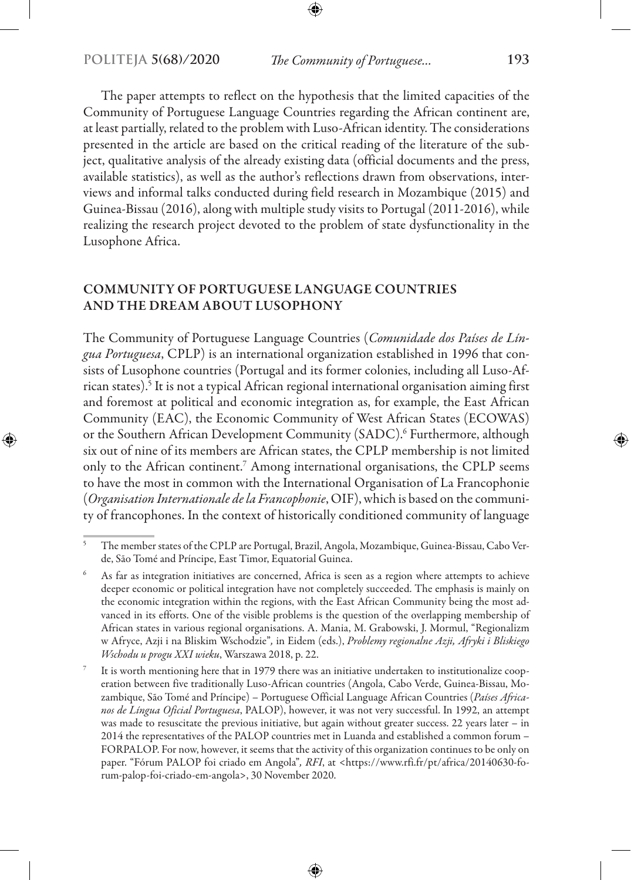The paper attempts to reflect on the hypothesis that the limited capacities of the Community of Portuguese Language Countries regarding the African continent are, at least partially, related to the problem with Luso-African identity. The considerations presented in the article are based on the critical reading of the literature of the subject, qualitative analysis of the already existing data (official documents and the press, available statistics), as well as the author's reflections drawn from observations, interviews and informal talks conducted during field research in Mozambique (2015) and Guinea-Bissau (2016), along with multiple study visits to Portugal (2011-2016), while realizing the research project devoted to the problem of state dysfunctionality in the Lusophone Africa.

## COMMUNITY OF PORTUGUESE LANGUAGE COUNTRIES AND THE DREAM ABOUT LUSOPHONY

The Community of Portuguese Language Countries (*Comunidade dos Países de Língua Portuguesa*, CPLP) is an international organization established in 1996 that consists of Lusophone countries (Portugal and its former colonies, including all Luso-African states).[5] It is not a typical African regional international organisation aiming first and foremost at political and economic integration as, for example, the East African Community (EAC), the Economic Community of West African States (ECOWAS) or the Southern African Development Community (SADC).[6] Furthermore, although six out of nine of its members are African states, the CPLP membership is not limited only to the African continent.[7] Among international organisations, the CPLP seems to have the most in common with the International Organisation of La Francophonie (*Organisation Internationale de la Francophonie*, OIF), which is based on the community of francophones. In the context of historically conditioned community of language

---

[5] The member states of the CPLP are Portugal, Brazil, Angola, Mozambique, Guinea-Bissau, Cabo Verde, São Tomé and Príncipe, East Timor, Equatorial Guinea.

[6] As far as integration initiatives are concerned, Africa is seen as a region where attempts to achieve deeper economic or political integration have not completely succeeded. The emphasis is mainly on the economic integration within the regions, with the East African Community being the most advanced in its efforts. One of the visible problems is the question of the overlapping membership of African states in various regional organisations. A. Mania, M. Grabowski, J. Mormul, "Regionalizm w Afryce, Azji i na Bliskim Wschodzie"*,* in Eidem (eds.), *Problemy regionalne Azji, Afryki i Bliskiego Wschodu u progu XXI wieku*, Warszawa 2018, p. 22.

[7] It is worth mentioning here that in 1979 there was an initiative undertaken to institutionalize cooperation between five traditionally Luso-African countries (Angola, Cabo Verde, Guinea-Bissau, Mozambique, São Tomé and Príncipe) – Portuguese Official Language African Countries (*Países Africanos de Língua Oficial Portuguesa*, PALOP), however, it was not very successful. In 1992, an attempt was made to resuscitate the previous initiative, but again without greater success. 22 years later – in 2014 the representatives of the PALOP countries met in Luanda and established a common forum – FORPALOP. For now, however, it seems that the activity of this organization continues to be only on paper. "Fórum PALOP foi criado em Angola"*, RFI*, at <https://www.rfi.fr/pt/africa/20140630-forum-palop-foi-criado-em-angola>, 30 November 2020.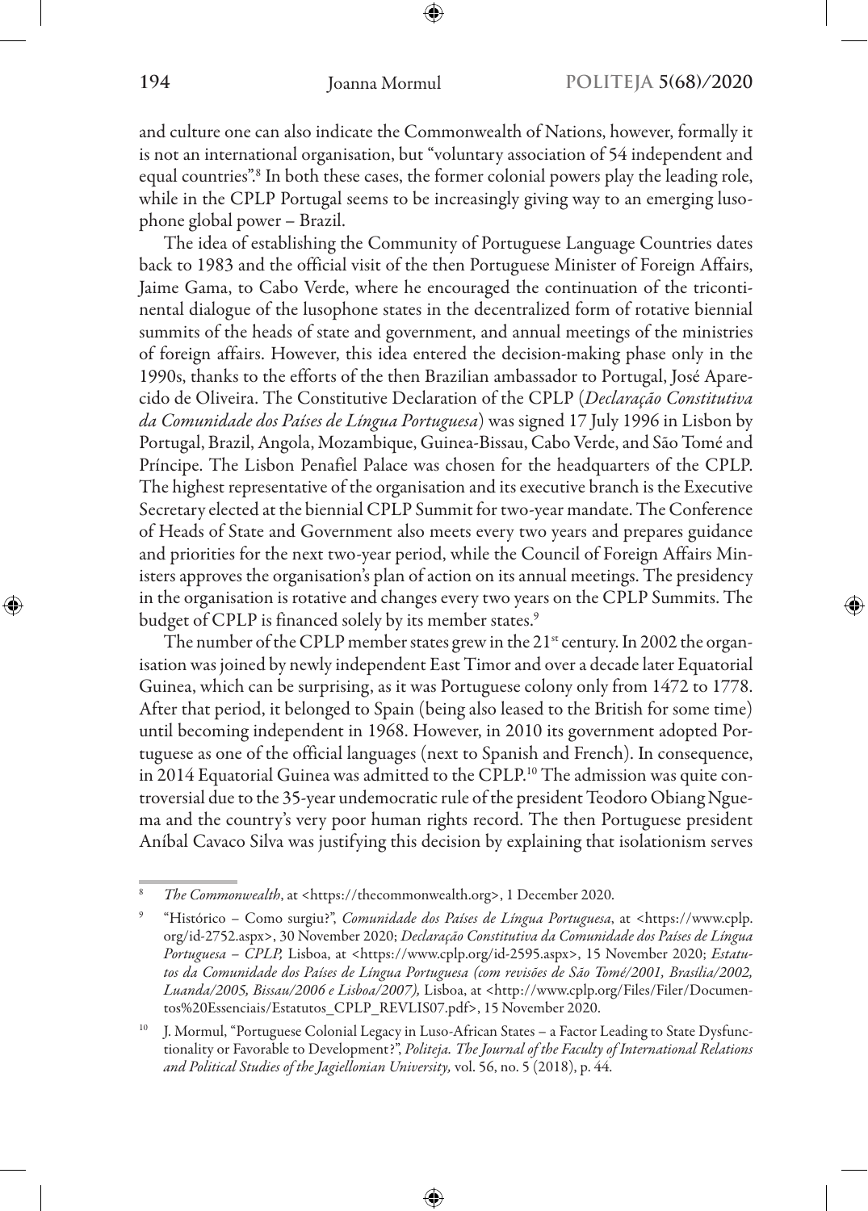and culture one can also indicate the Commonwealth of Nations, however, formally it is not an international organisation, but "voluntary association of 54 independent and equal countries".[8] In both these cases, the former colonial powers play the leading role, while in the CPLP Portugal seems to be increasingly giving way to an emerging lusophone global power – Brazil.

The idea of establishing the Community of Portuguese Language Countries dates back to 1983 and the official visit of the then Portuguese Minister of Foreign Affairs, Jaime Gama, to Cabo Verde, where he encouraged the continuation of the tricontinental dialogue of the lusophone states in the decentralized form of rotative biennial summits of the heads of state and government, and annual meetings of the ministries of foreign affairs. However, this idea entered the decision-making phase only in the 1990s, thanks to the efforts of the then Brazilian ambassador to Portugal, José Aparecido de Oliveira. The Constitutive Declaration of the CPLP (*Declaração Constitutiva da Comunidade dos Países de Língua Portuguesa*) was signed 17 July 1996 in Lisbon by Portugal, Brazil, Angola, Mozambique, Guinea-Bissau, Cabo Verde, and São Tomé and Príncipe. The Lisbon Penafiel Palace was chosen for the headquarters of the CPLP. The highest representative of the organisation and its executive branch is the Executive Secretary elected at the biennial CPLP Summit for two-year mandate. The Conference of Heads of State and Government also meets every two years and prepares guidance and priorities for the next two-year period, while the Council of Foreign Affairs Ministers approves the organisation's plan of action on its annual meetings. The presidency in the organisation is rotative and changes every two years on the CPLP Summits. The budget of CPLP is financed solely by its member states.[9]

The number of the CPLP member states grew in the 21st century. In 2002 the organisation was joined by newly independent East Timor and over a decade later Equatorial Guinea, which can be surprising, as it was Portuguese colony only from 1472 to 1778. After that period, it belonged to Spain (being also leased to the British for some time) until becoming independent in 1968. However, in 2010 its government adopted Portuguese as one of the official languages (next to Spanish and French). In consequence, in 2014 Equatorial Guinea was admitted to the CPLP.[10] The admission was quite controversial due to the 35-year undemocratic rule of the president Teodoro Obiang Nguema and the country's very poor human rights record. The then Portuguese president Aníbal Cavaco Silva was justifying this decision by explaining that isolationism serves

---

[8] *The Commonwealth*, at <https://thecommonwealth.org>, 1 December 2020.

[9] "Histórico – Como surgiu?", *Comunidade dos Países de Língua Portuguesa*, at <https://www.cplp.org/id-2752.aspx>, 30 November 2020; *Declaração Constitutiva da Comunidade dos Países de Língua Portuguesa – CPLP,* Lisboa, at <https://www.cplp.org/id-2595.aspx>, 15 November 2020; *Estatutos da Comunidade dos Países de Língua Portuguesa (com revisões de São Tomé/2001, Brasília/2002, Luanda/2005, Bissau/2006 e Lisboa/2007),* Lisboa, at <http://www.cplp.org/Files/Filer/Documentos%20Essenciais/Estatutos_CPLP_REVLIS07.pdf>, 15 November 2020.

[10] J. Mormul, "Portuguese Colonial Legacy in Luso-African States – a Factor Leading to State Dysfunctionality or Favorable to Development?", *Politeja. The Journal of the Faculty of International Relations and Political Studies of the Jagiellonian University,* vol. 56, no. 5 (2018), p. 44.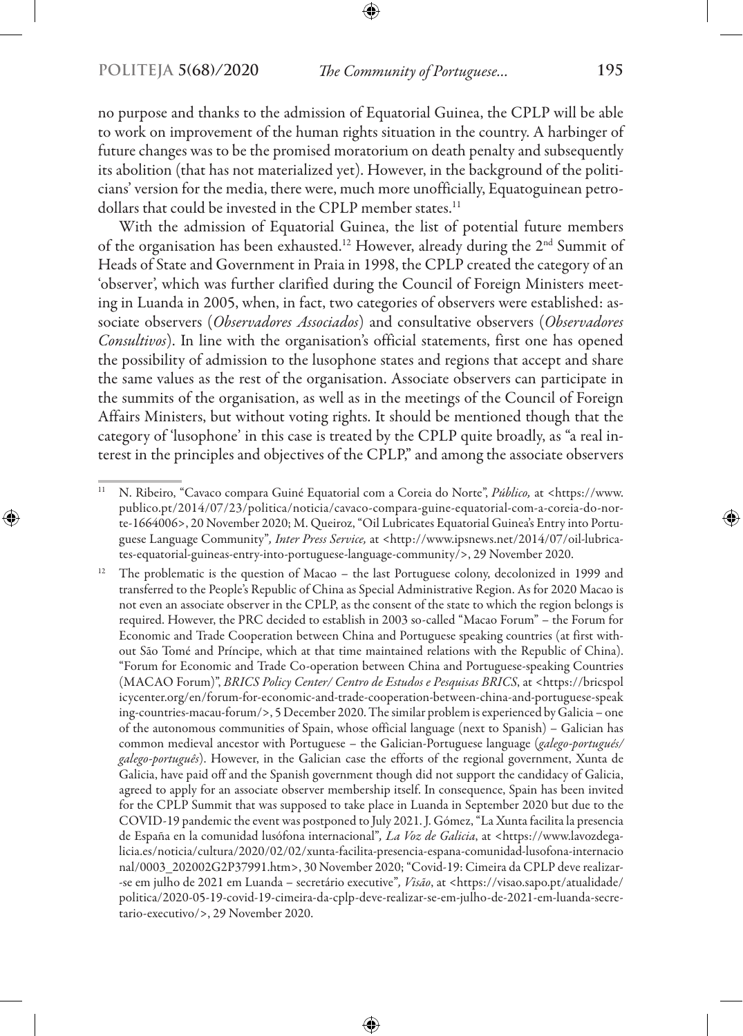no purpose and thanks to the admission of Equatorial Guinea, the CPLP will be able to work on improvement of the human rights situation in the country. A harbinger of future changes was to be the promised moratorium on death penalty and subsequently its abolition (that has not materialized yet). However, in the background of the politicians' version for the media, there were, much more unofficially, Equatoguinean petrodollars that could be invested in the CPLP member states.[11]

With the admission of Equatorial Guinea, the list of potential future members of the organisation has been exhausted.[12] However, already during the 2nd Summit of Heads of State and Government in Praia in 1998, the CPLP created the category of an 'observer', which was further clarified during the Council of Foreign Ministers meeting in Luanda in 2005, when, in fact, two categories of observers were established: associate observers (*Observadores Associados*) and consultative observers (*Observadores Consultivos*). In line with the organisation's official statements, first one has opened the possibility of admission to the lusophone states and regions that accept and share the same values as the rest of the organisation. Associate observers can participate in the summits of the organisation, as well as in the meetings of the Council of Foreign Affairs Ministers, but without voting rights. It should be mentioned though that the category of 'lusophone' in this case is treated by the CPLP quite broadly, as "a real interest in the principles and objectives of the CPLP," and among the associate observers

---

[11] N. Ribeiro, "Cavaco compara Guiné Equatorial com a Coreia do Norte", *Público,* at <https://www.publico.pt/2014/07/23/politica/noticia/cavaco-compara-guine-equatorial-com-a-coreia-do-norte-1664006>, 20 November 2020; M. Queiroz, "Oil Lubricates Equatorial Guinea's Entry into Portuguese Language Community", *Inter Press Service,* at <http://www.ipsnews.net/2014/07/oil-lubricates-equatorial-guineas-entry-into-portuguese-language-community/>, 29 November 2020.

[12] The problematic is the question of Macao – the last Portuguese colony, decolonized in 1999 and transferred to the People's Republic of China as Special Administrative Region. As for 2020 Macao is not even an associate observer in the CPLP, as the consent of the state to which the region belongs is required. However, the PRC decided to establish in 2003 so-called "Macao Forum" – the Forum for Economic and Trade Cooperation between China and Portuguese speaking countries (at first without São Tomé and Príncipe, which at that time maintained relations with the Republic of China). "Forum for Economic and Trade Co-operation between China and Portuguese-speaking Countries (MACAO Forum)", *BRICS Policy Center/ Centro de Estudos e Pesquisas BRICS*, at <https://bricspolicycenter.org/en/forum-for-economic-and-trade-cooperation-between-china-and-portuguese-speaking-countries-macau-forum/>, 5 December 2020. The similar problem is experienced by Galicia – one of the autonomous communities of Spain, whose official language (next to Spanish) – Galician has common medieval ancestor with Portuguese – the Galician-Portuguese language (*galego-portugués/ galego-português*). However, in the Galician case the efforts of the regional government, Xunta de Galicia, have paid off and the Spanish government though did not support the candidacy of Galicia, agreed to apply for an associate observer membership itself. In consequence, Spain has been invited for the CPLP Summit that was supposed to take place in Luanda in September 2020 but due to the COVID-19 pandemic the event was postponed to July 2021. J. Gómez, "La Xunta facilita la presencia de España en la comunidad lusófona internacional", *La Voz de Galicia*, at <https://www.lavozdegalicia.es/noticia/cultura/2020/02/02/xunta-facilita-presencia-espana-comunidad-lusofona-internacional/0003_202002G2P37991.htm>, 30 November 2020; "Covid-19: Cimeira da CPLP deve realizar-se em julho de 2021 em Luanda – secretário executivo", *Visão*, at <https://visao.sapo.pt/atualidade/politica/2020-05-19-covid-19-cimeira-da-cplp-deve-realizar-se-em-julho-de-2021-em-luanda-secretario-executivo/>, 29 November 2020.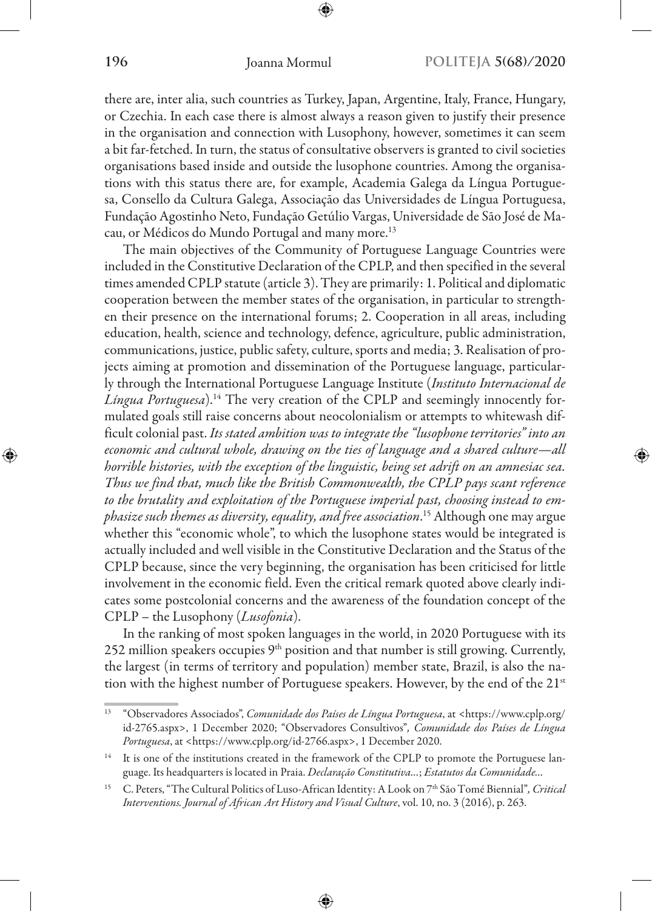there are, inter alia, such countries as Turkey, Japan, Argentine, Italy, France, Hungary, or Czechia. In each case there is almost always a reason given to justify their presence in the organisation and connection with Lusophony, however, sometimes it can seem a bit far-fetched. In turn, the status of consultative observers is granted to civil societies organisations based inside and outside the lusophone countries. Among the organisations with this status there are, for example, Academia Galega da Língua Portuguesa, Consello da Cultura Galega, Associação das Universidades de Língua Portuguesa, Fundação Agostinho Neto, Fundação Getúlio Vargas, Universidade de São José de Macau, or Médicos do Mundo Portugal and many more.[13]

The main objectives of the Community of Portuguese Language Countries were included in the Constitutive Declaration of the CPLP, and then specified in the several times amended CPLP statute (article 3). They are primarily: 1. Political and diplomatic cooperation between the member states of the organisation, in particular to strengthen their presence on the international forums; 2. Cooperation in all areas, including education, health, science and technology, defence, agriculture, public administration, communications, justice, public safety, culture, sports and media; 3. Realisation of projects aiming at promotion and dissemination of the Portuguese language, particularly through the International Portuguese Language Institute (*Instituto Internacional de Língua Portuguesa*).[14] The very creation of the CPLP and seemingly innocently formulated goals still raise concerns about neocolonialism or attempts to whitewash difficult colonial past. *Its stated ambition was to integrate the "lusophone territories" into an economic and cultural whole, drawing on the ties of language and a shared culture—all horrible histories, with the exception of the linguistic, being set adrift on an amnesiac sea. Thus we find that, much like the British Commonwealth, the CPLP pays scant reference to the brutality and exploitation of the Portuguese imperial past, choosing instead to emphasize such themes as diversity, equality, and free association*.[15] Although one may argue whether this "economic whole", to which the lusophone states would be integrated is actually included and well visible in the Constitutive Declaration and the Status of the CPLP because, since the very beginning, the organisation has been criticised for little involvement in the economic field. Even the critical remark quoted above clearly indicates some postcolonial concerns and the awareness of the foundation concept of the CPLP – the Lusophony (*Lusofonia*).

In the ranking of most spoken languages in the world, in 2020 Portuguese with its 252 million speakers occupies 9th position and that number is still growing. Currently, the largest (in terms of territory and population) member state, Brazil, is also the nation with the highest number of Portuguese speakers. However, by the end of the 21st

---

[13] "Observadores Associados", *Comunidade dos Países de Língua Portuguesa*, at <https://www.cplp.org/id-2765.aspx>, 1 December 2020; "Observadores Consultivos", *Comunidade dos Países de Língua Portuguesa*, at <https://www.cplp.org/id-2766.aspx>, 1 December 2020.

[14] It is one of the institutions created in the framework of the CPLP to promote the Portuguese language. Its headquarters is located in Praia. *Declaração Constitutiva...*; *Estatutos da Comunidade...*

[15] C. Peters, "The Cultural Politics of Luso-African Identity: A Look on 7th São Tomé Biennial", *Critical Interventions. Journal of African Art History and Visual Culture*, vol. 10, no. 3 (2016), p. 263.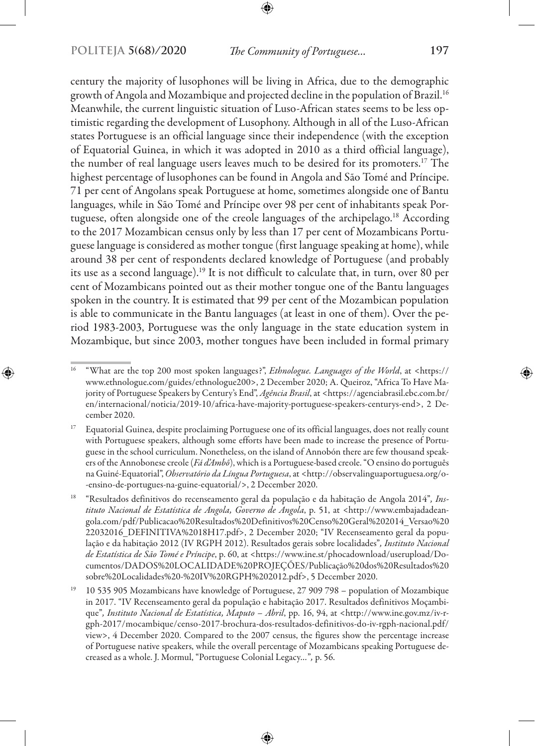century the majority of lusophones will be living in Africa, due to the demographic growth of Angola and Mozambique and projected decline in the population of Brazil.[16] Meanwhile, the current linguistic situation of Luso-African states seems to be less optimistic regarding the development of Lusophony. Although in all of the Luso-African states Portuguese is an official language since their independence (with the exception of Equatorial Guinea, in which it was adopted in 2010 as a third official language), the number of real language users leaves much to be desired for its promoters.[17] The highest percentage of lusophones can be found in Angola and São Tomé and Príncipe. 71 per cent of Angolans speak Portuguese at home, sometimes alongside one of Bantu languages, while in São Tomé and Príncipe over 98 per cent of inhabitants speak Portuguese, often alongside one of the creole languages of the archipelago.[18] According to the 2017 Mozambican census only by less than 17 per cent of Mozambicans Portuguese language is considered as mother tongue (first language speaking at home), while around 38 per cent of respondents declared knowledge of Portuguese (and probably its use as a second language).[19] It is not difficult to calculate that, in turn, over 80 per cent of Mozambicans pointed out as their mother tongue one of the Bantu languages spoken in the country. It is estimated that 99 per cent of the Mozambican population is able to communicate in the Bantu languages (at least in one of them). Over the period 1983-2003, Portuguese was the only language in the state education system in Mozambique, but since 2003, mother tongues have been included in formal primary

---

[16] "What are the top 200 most spoken languages?", *Ethnologue. Languages of the World*, at <https://www.ethnologue.com/guides/ethnologue200>, 2 December 2020; A. Queiroz, "Africa To Have Majority of Portuguese Speakers by Century's End", *Agência Brasil*, at <https://agenciabrasil.ebc.com.br/en/internacional/noticia/2019-10/africa-have-majority-portuguese-speakers-centurys-end>, 2 December 2020.

[17] Equatorial Guinea, despite proclaiming Portuguese one of its official languages, does not really count with Portuguese speakers, although some efforts have been made to increase the presence of Portuguese in the school curriculum. Nonetheless, on the island of Annobón there are few thousand speakers of the Annobonese creole (*Fá d'Ambô*), which is a Portuguese-based creole. "O ensino do português na Guiné-Equatorial", *Observatório da Língua Portuguesa*, at <http://observalinguaportuguesa.org/o-ensino-de-portugues-na-guine-equatorial/>, 2 December 2020.

[18] "Resultados definitivos do recenseamento geral da população e da habitação de Angola 2014", *Instituto Nacional de Estatística de Angola, Governo de Angola*, p. 51, at <http://www.embajadadeangola.com/pdf/Publicacao%20Resultados%20Definitivos%20Censo%20Geral%202014_Versao%2022032016_DEFINITIVA%2018H17.pdf>, 2 December 2020; "IV Recenseamento geral da população e da habitação 2012 (IV RGPH 2012). Resultados gerais sobre localidades", *Instituto Nacional de Estatística de São Tomé e Príncipe*, p. 60, at <https://www.ine.st/phocadownload/userupload/Documentos/DADOS%20LOCALIDADE%20PROJEÇÕES/Publicação%20dos%20Resultados%20sobre%20Localidades%20-%20IV%20RGPH%202012.pdf>, 5 December 2020.

[19] 10 535 905 Mozambicans have knowledge of Portuguese, 27 909 798 – population of Mozambique in 2017. "IV Recenseamento geral da população e habitação 2017. Resultados definitivos Moçambique", *Instituto Nacional de Estatística, Maputo – Abril*, pp. 16, 94, at <http://www.ine.gov.mz/iv-rgph-2017/mocambique/censo-2017-brochura-dos-resultados-definitivos-do-iv-rgph-nacional.pdf/view>, 4 December 2020. Compared to the 2007 census, the figures show the percentage increase of Portuguese native speakers, while the overall percentage of Mozambicans speaking Portuguese decreased as a whole. J. Mormul, "Portuguese Colonial Legacy…", p. 56.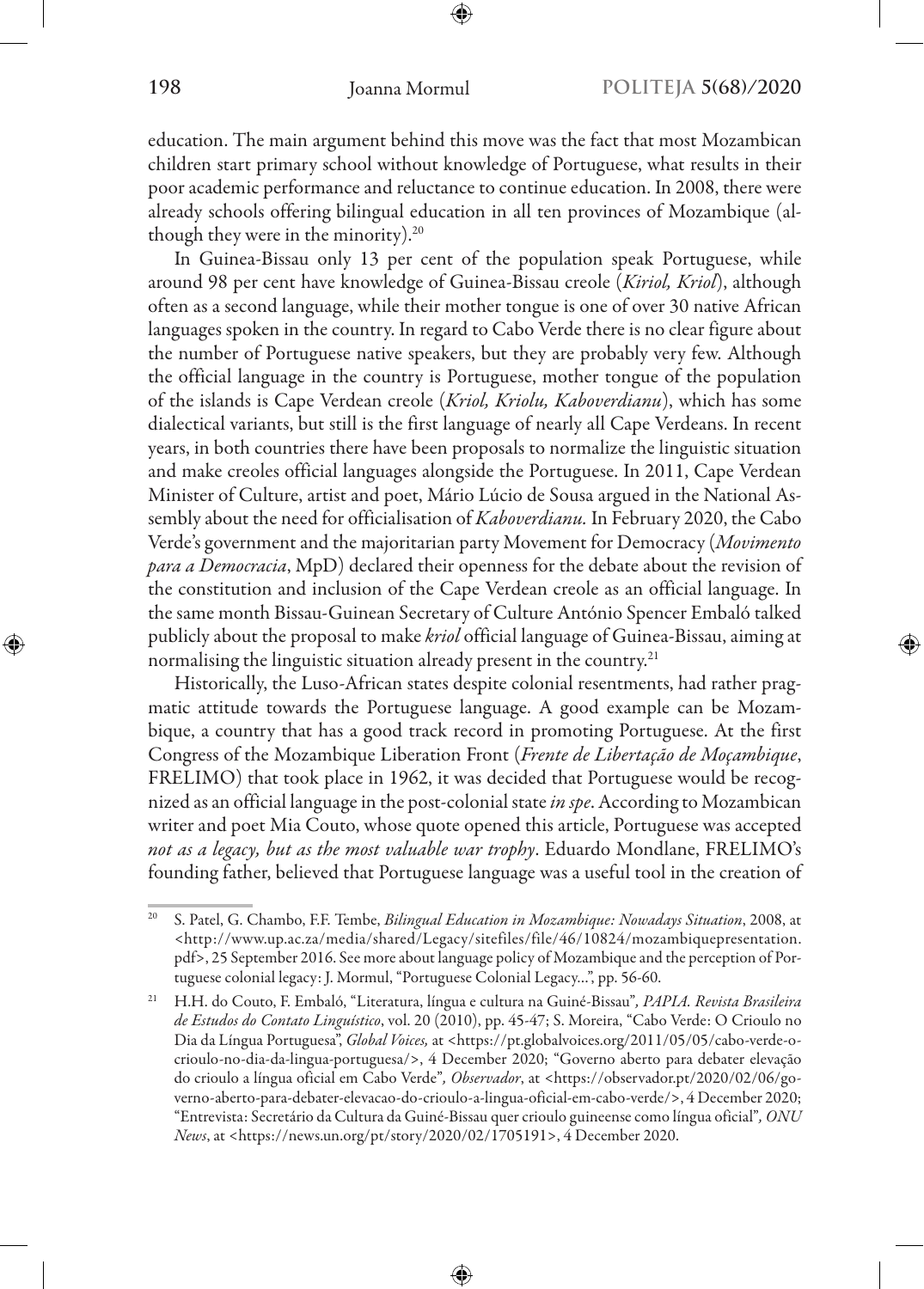education. The main argument behind this move was the fact that most Mozambican children start primary school without knowledge of Portuguese, what results in their poor academic performance and reluctance to continue education. In 2008, there were already schools offering bilingual education in all ten provinces of Mozambique (although they were in the minority).[20]

In Guinea-Bissau only 13 per cent of the population speak Portuguese, while around 98 per cent have knowledge of Guinea-Bissau creole (*Kiriol, Kriol*), although often as a second language, while their mother tongue is one of over 30 native African languages spoken in the country. In regard to Cabo Verde there is no clear figure about the number of Portuguese native speakers, but they are probably very few. Although the official language in the country is Portuguese, mother tongue of the population of the islands is Cape Verdean creole (*Kriol, Kriolu, Kaboverdianu*), which has some dialectical variants, but still is the first language of nearly all Cape Verdeans. In recent years, in both countries there have been proposals to normalize the linguistic situation and make creoles official languages alongside the Portuguese. In 2011, Cape Verdean Minister of Culture, artist and poet, Mário Lúcio de Sousa argued in the National Assembly about the need for officialisation of *Kaboverdianu.* In February 2020, the Cabo Verde's government and the majoritarian party Movement for Democracy (*Movimento para a Democracia*, MpD) declared their openness for the debate about the revision of the constitution and inclusion of the Cape Verdean creole as an official language. In the same month Bissau-Guinean Secretary of Culture António Spencer Embaló talked publicly about the proposal to make *kriol* official language of Guinea-Bissau, aiming at normalising the linguistic situation already present in the country.[21]

Historically, the Luso-African states despite colonial resentments, had rather pragmatic attitude towards the Portuguese language. A good example can be Mozambique, a country that has a good track record in promoting Portuguese. At the first Congress of the Mozambique Liberation Front (*Frente de Libertação de Moçambique*, FRELIMO) that took place in 1962, it was decided that Portuguese would be recognized as an official language in the post-colonial state *in spe*. According to Mozambican writer and poet Mia Couto, whose quote opened this article, Portuguese was accepted *not as a legacy, but as the most valuable war trophy*. Eduardo Mondlane, FRELIMO's founding father, believed that Portuguese language was a useful tool in the creation of

---

[20] S. Patel, G. Chambo, F.F. Tembe, *Bilingual Education in Mozambique: Nowadays Situation*, 2008, at <http://www.up.ac.za/media/shared/Legacy/sitefiles/file/46/10824/mozambiquepresentation.pdf>, 25 September 2016. See more about language policy of Mozambique and the perception of Portuguese colonial legacy: J. Mormul, "Portuguese Colonial Legacy...", pp. 56-60.

[21] H.H. do Couto, F. Embaló, "Literatura, língua e cultura na Guiné-Bissau"*, PAPIA. Revista Brasileira de Estudos do Contato Linguístico*, vol. 20 (2010), pp. 45-47; S. Moreira, "Cabo Verde: O Crioulo no Dia da Língua Portuguesa", *Global Voices,* at <https://pt.globalvoices.org/2011/05/05/cabo-verde-o-crioulo-no-dia-da-lingua-portuguesa/>, 4 December 2020; "Governo aberto para debater elevação do crioulo a língua oficial em Cabo Verde"*, Observador*, at <https://observador.pt/2020/02/06/governo-aberto-para-debater-elevacao-do-crioulo-a-lingua-oficial-em-cabo-verde/>, 4 December 2020; "Entrevista: Secretário da Cultura da Guiné-Bissau quer crioulo guineense como língua oficial"*, ONU News*, at <https://news.un.org/pt/story/2020/02/1705191>, 4 December 2020.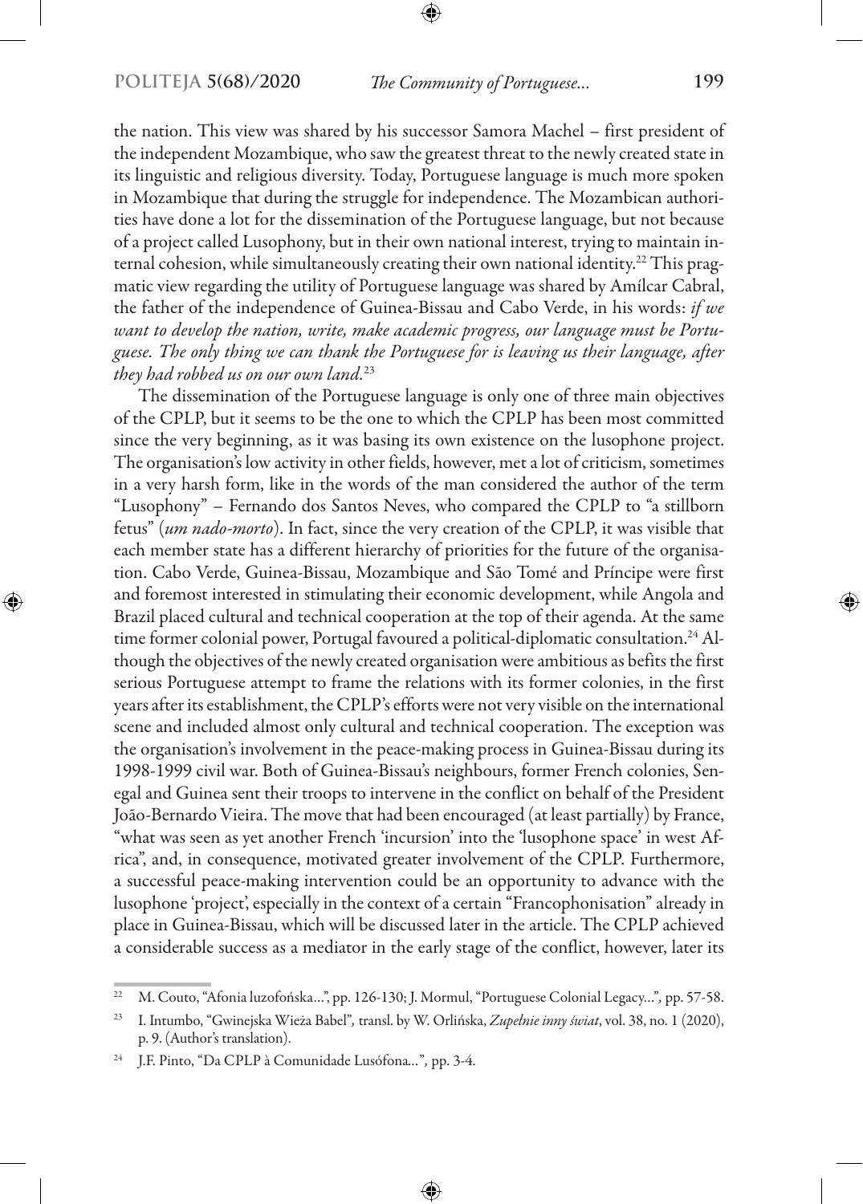the nation. This view was shared by his successor Samora Machel – first president of the independent Mozambique, who saw the greatest threat to the newly created state in its linguistic and religious diversity. Today, Portuguese language is much more spoken in Mozambique that during the struggle for independence. The Mozambican authorities have done a lot for the dissemination of the Portuguese language, but not because of a project called Lusophony, but in their own national interest, trying to maintain internal cohesion, while simultaneously creating their own national identity.[22] This pragmatic view regarding the utility of Portuguese language was shared by Amílcar Cabral, the father of the independence of Guinea-Bissau and Cabo Verde, in his words: *if we want to develop the nation, write, make academic progress, our language must be Portuguese. The only thing we can thank the Portuguese for is leaving us their language, after they had robbed us on our own land.*[23]

The dissemination of the Portuguese language is only one of three main objectives of the CPLP, but it seems to be the one to which the CPLP has been most committed since the very beginning, as it was basing its own existence on the lusophone project. The organisation's low activity in other fields, however, met a lot of criticism, sometimes in a very harsh form, like in the words of the man considered the author of the term "Lusophony" – Fernando dos Santos Neves, who compared the CPLP to "a stillborn fetus" (*um nado-morto*). In fact, since the very creation of the CPLP, it was visible that each member state has a different hierarchy of priorities for the future of the organisation. Cabo Verde, Guinea-Bissau, Mozambique and São Tomé and Príncipe were first and foremost interested in stimulating their economic development, while Angola and Brazil placed cultural and technical cooperation at the top of their agenda. At the same time former colonial power, Portugal favoured a political-diplomatic consultation.[24] Although the objectives of the newly created organisation were ambitious as befits the first serious Portuguese attempt to frame the relations with its former colonies, in the first years after its establishment, the CPLP's efforts were not very visible on the international scene and included almost only cultural and technical cooperation. The exception was the organisation's involvement in the peace-making process in Guinea-Bissau during its 1998-1999 civil war. Both of Guinea-Bissau's neighbours, former French colonies, Senegal and Guinea sent their troops to intervene in the conflict on behalf of the President João-Bernardo Vieira. The move that had been encouraged (at least partially) by France, "what was seen as yet another French 'incursion' into the 'lusophone space' in west Africa", and, in consequence, motivated greater involvement of the CPLP. Furthermore, a successful peace-making intervention could be an opportunity to advance with the lusophone 'project', especially in the context of a certain "Francophonisation" already in place in Guinea-Bissau, which will be discussed later in the article. The CPLP achieved a considerable success as a mediator in the early stage of the conflict, however, later its

---

[22] M. Couto, "Afonia luzofońska...", pp. 126-130; J. Mormul, "Portuguese Colonial Legacy...", pp. 57-58.

[23] I. Intumbo, "Gwinejska Wieża Babel", transl. by W. Orlińska, *Zupełnie inny świat*, vol. 38, no. 1 (2020), p. 9. (Author's translation).

[24] J.F. Pinto, "Da CPLP à Comunidade Lusófona...", pp. 3-4.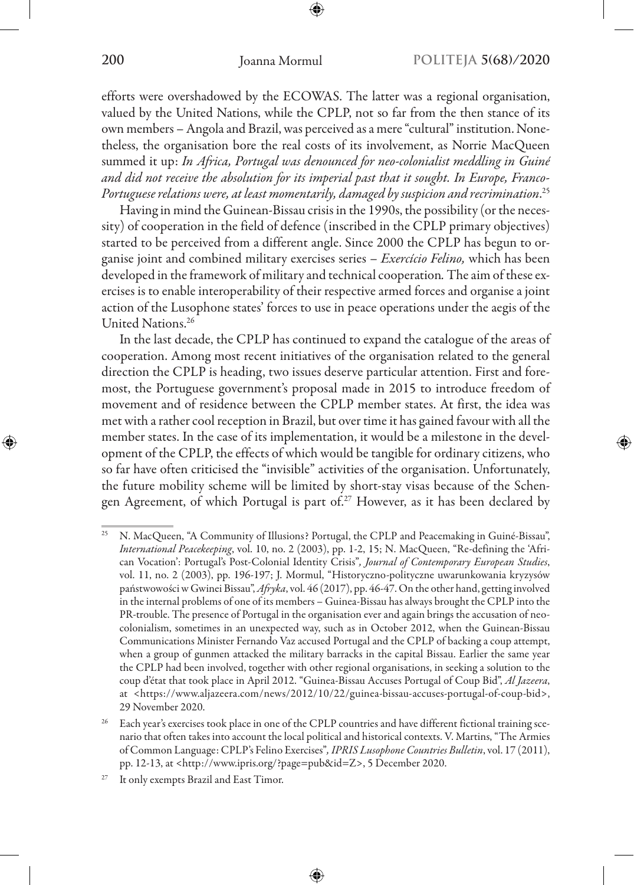efforts were overshadowed by the ECOWAS. The latter was a regional organisation, valued by the United Nations, while the CPLP, not so far from the then stance of its own members – Angola and Brazil, was perceived as a mere "cultural" institution. Nonetheless, the organisation bore the real costs of its involvement, as Norrie MacQueen summed it up: *In Africa, Portugal was denounced for neo-colonialist meddling in Guiné and did not receive the absolution for its imperial past that it sought. In Europe, Franco-Portuguese relations were, at least momentarily, damaged by suspicion and recrimination*.[25]

Having in mind the Guinean-Bissau crisis in the 1990s, the possibility (or the necessity) of cooperation in the field of defence (inscribed in the CPLP primary objectives) started to be perceived from a different angle. Since 2000 the CPLP has begun to organise joint and combined military exercises series – *Exercício Felino,* which has been developed in the framework of military and technical cooperation. The aim of these exercises is to enable interoperability of their respective armed forces and organise a joint action of the Lusophone states' forces to use in peace operations under the aegis of the United Nations.[26]

In the last decade, the CPLP has continued to expand the catalogue of the areas of cooperation. Among most recent initiatives of the organisation related to the general direction the CPLP is heading, two issues deserve particular attention. First and foremost, the Portuguese government's proposal made in 2015 to introduce freedom of movement and of residence between the CPLP member states. At first, the idea was met with a rather cool reception in Brazil, but over time it has gained favour with all the member states. In the case of its implementation, it would be a milestone in the development of the CPLP, the effects of which would be tangible for ordinary citizens, who so far have often criticised the "invisible" activities of the organisation. Unfortunately, the future mobility scheme will be limited by short-stay visas because of the Schengen Agreement, of which Portugal is part of.[27] However, as it has been declared by

---

[25] N. MacQueen, "A Community of Illusions? Portugal, the CPLP and Peacemaking in Guiné-Bissau", *International Peacekeeping*, vol. 10, no. 2 (2003), pp. 1-2, 15; N. MacQueen, "Re-defining the 'African Vocation': Portugal's Post-Colonial Identity Crisis", *Journal of Contemporary European Studies*, vol. 11, no. 2 (2003), pp. 196-197; J. Mormul, "Historyczno-polityczne uwarunkowania kryzysów państwowości w Gwinei Bissau", *Afryka*, vol. 46 (2017), pp. 46-47. On the other hand, getting involved in the internal problems of one of its members – Guinea-Bissau has always brought the CPLP into the PR-trouble. The presence of Portugal in the organisation ever and again brings the accusation of neo-colonialism, sometimes in an unexpected way, such as in October 2012, when the Guinean-Bissau Communications Minister Fernando Vaz accused Portugal and the CPLP of backing a coup attempt, when a group of gunmen attacked the military barracks in the capital Bissau. Earlier the same year the CPLP had been involved, together with other regional organisations, in seeking a solution to the coup d'état that took place in April 2012. "Guinea-Bissau Accuses Portugal of Coup Bid", *Al Jazeera*, at <https://www.aljazeera.com/news/2012/10/22/guinea-bissau-accuses-portugal-of-coup-bid>, 29 November 2020.

[26] Each year's exercises took place in one of the CPLP countries and have different fictional training scenario that often takes into account the local political and historical contexts. V. Martins, "The Armies of Common Language: CPLP's Felino Exercises", *IPRIS Lusophone Countries Bulletin*, vol. 17 (2011), pp. 12-13, at <http://www.ipris.org/?page=pub&id=Z>, 5 December 2020.

[27] It only exempts Brazil and East Timor.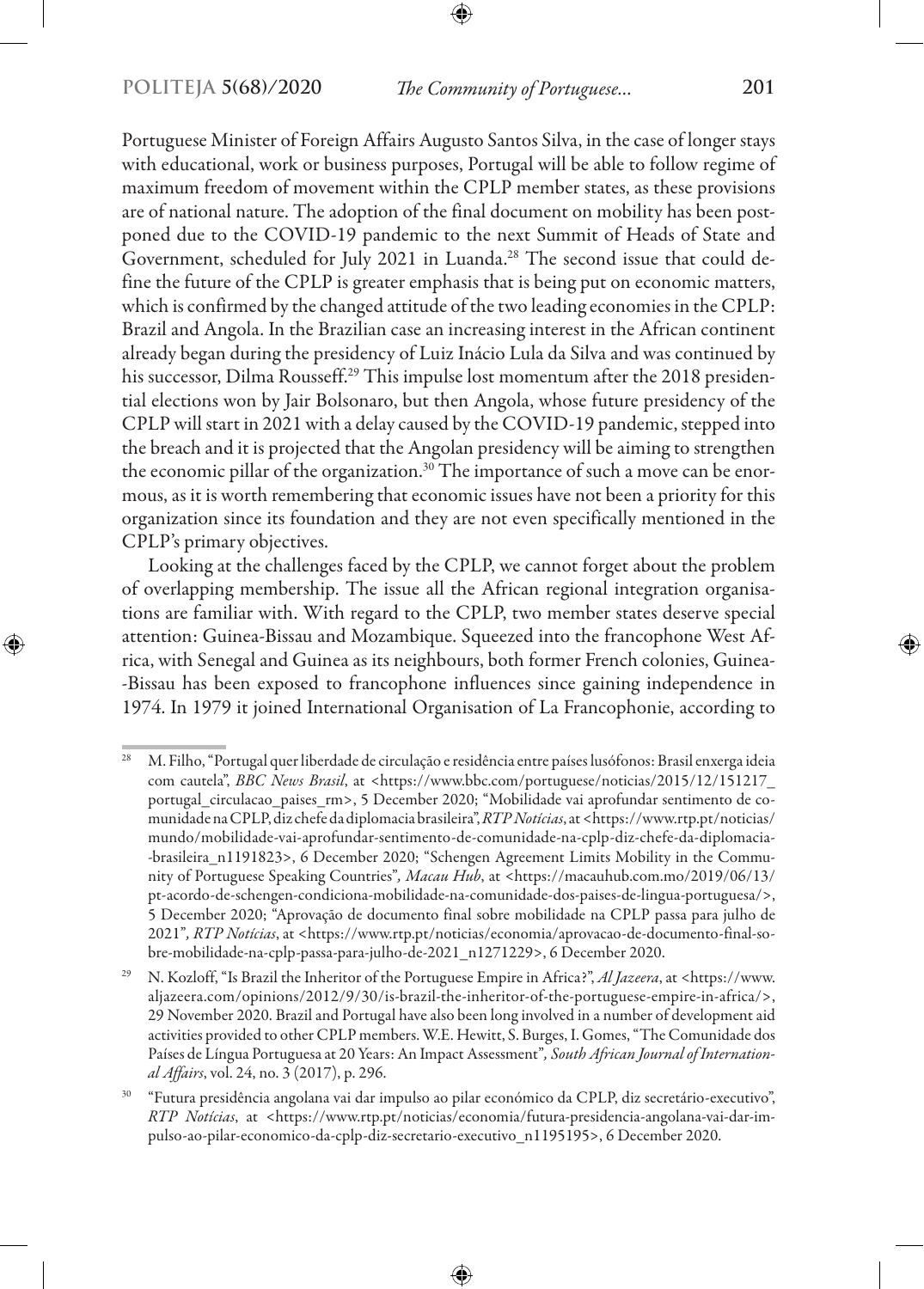Portuguese Minister of Foreign Affairs Augusto Santos Silva, in the case of longer stays with educational, work or business purposes, Portugal will be able to follow regime of maximum freedom of movement within the CPLP member states, as these provisions are of national nature. The adoption of the final document on mobility has been postponed due to the COVID-19 pandemic to the next Summit of Heads of State and Government, scheduled for July 2021 in Luanda.[28] The second issue that could define the future of the CPLP is greater emphasis that is being put on economic matters, which is confirmed by the changed attitude of the two leading economies in the CPLP: Brazil and Angola. In the Brazilian case an increasing interest in the African continent already began during the presidency of Luiz Inácio Lula da Silva and was continued by his successor, Dilma Rousseff.[29] This impulse lost momentum after the 2018 presidential elections won by Jair Bolsonaro, but then Angola, whose future presidency of the CPLP will start in 2021 with a delay caused by the COVID-19 pandemic, stepped into the breach and it is projected that the Angolan presidency will be aiming to strengthen the economic pillar of the organization.[30] The importance of such a move can be enormous, as it is worth remembering that economic issues have not been a priority for this organization since its foundation and they are not even specifically mentioned in the CPLP's primary objectives.

Looking at the challenges faced by the CPLP, we cannot forget about the problem of overlapping membership. The issue all the African regional integration organisations are familiar with. With regard to the CPLP, two member states deserve special attention: Guinea-Bissau and Mozambique. Squeezed into the francophone West Africa, with Senegal and Guinea as its neighbours, both former French colonies, Guinea-Bissau has been exposed to francophone influences since gaining independence in 1974. In 1979 it joined International Organisation of La Francophonie, according to

---

[28] M. Filho, "Portugal quer liberdade de circulação e residência entre países lusófonos: Brasil enxerga ideia com cautela", *BBC News Brasil*, at <https://www.bbc.com/portuguese/noticias/2015/12/151217_portugal_circulacao_paises_rm>, 5 December 2020; "Mobilidade vai aprofundar sentimento de comunidade na CPLP, diz chefe da diplomacia brasileira", *RTP Notícias*, at <https://www.rtp.pt/noticias/mundo/mobilidade-vai-aprofundar-sentimento-de-comunidade-na-cplp-diz-chefe-da-diplomacia-brasileira_n1191823>, 6 December 2020; "Schengen Agreement Limits Mobility in the Community of Portuguese Speaking Countries", *Macau Hub*, at <https://macauhub.com.mo/2019/06/13/pt-acordo-de-schengen-condiciona-mobilidade-na-comunidade-dos-paises-de-lingua-portuguesa/>, 5 December 2020; "Aprovação de documento final sobre mobilidade na CPLP passa para julho de 2021", *RTP Notícias*, at <https://www.rtp.pt/noticias/economia/aprovacao-de-documento-final-sobre-mobilidade-na-cplp-passa-para-julho-de-2021_n1271229>, 6 December 2020.

[29] N. Kozloff, "Is Brazil the Inheritor of the Portuguese Empire in Africa?", *Al Jazeera*, at <https://www.aljazeera.com/opinions/2012/9/30/is-brazil-the-inheritor-of-the-portuguese-empire-in-africa/>, 29 November 2020. Brazil and Portugal have also been long involved in a number of development aid activities provided to other CPLP members. W.E. Hewitt, S. Burges, I. Gomes, "The Comunidade dos Países de Língua Portuguesa at 20 Years: An Impact Assessment", *South African Journal of International Affairs*, vol. 24, no. 3 (2017), p. 296.

[30] "Futura presidência angolana vai dar impulso ao pilar económico da CPLP, diz secretário-executivo", *RTP Notícias*, at <https://www.rtp.pt/noticias/economia/futura-presidencia-angolana-vai-dar-impulso-ao-pilar-economico-da-cplp-diz-secretario-executivo_n1195195>, 6 December 2020.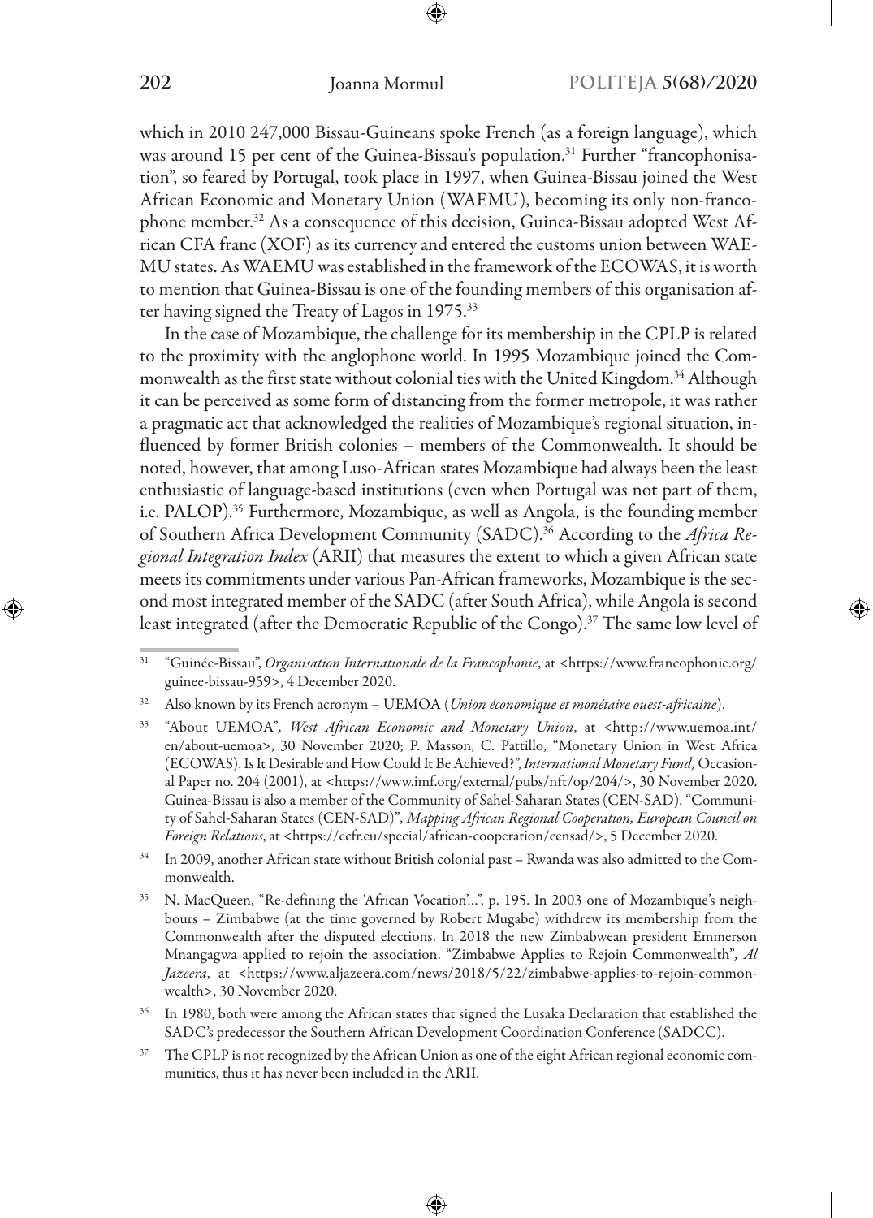which in 2010 247,000 Bissau-Guineans spoke French (as a foreign language), which was around 15 per cent of the Guinea-Bissau's population.[31] Further "francophonisation", so feared by Portugal, took place in 1997, when Guinea-Bissau joined the West African Economic and Monetary Union (WAEMU), becoming its only non-francophone member.[32] As a consequence of this decision, Guinea-Bissau adopted West African CFA franc (XOF) as its currency and entered the customs union between WAEMU states. As WAEMU was established in the framework of the ECOWAS, it is worth to mention that Guinea-Bissau is one of the founding members of this organisation after having signed the Treaty of Lagos in 1975.[33]

In the case of Mozambique, the challenge for its membership in the CPLP is related to the proximity with the anglophone world. In 1995 Mozambique joined the Commonwealth as the first state without colonial ties with the United Kingdom.[34] Although it can be perceived as some form of distancing from the former metropole, it was rather a pragmatic act that acknowledged the realities of Mozambique's regional situation, influenced by former British colonies – members of the Commonwealth. It should be noted, however, that among Luso-African states Mozambique had always been the least enthusiastic of language-based institutions (even when Portugal was not part of them, i.e. PALOP).[35] Furthermore, Mozambique, as well as Angola, is the founding member of Southern Africa Development Community (SADC).[36] According to the *Africa Regional Integration Index* (ARII) that measures the extent to which a given African state meets its commitments under various Pan-African frameworks, Mozambique is the second most integrated member of the SADC (after South Africa), while Angola is second least integrated (after the Democratic Republic of the Congo).[37] The same low level of

---

[31] "Guinée-Bissau", *Organisation Internationale de la Francophonie*, at <https://www.francophonie.org/guinee-bissau-959>, 4 December 2020.

[32] Also known by its French acronym – UEMOA (*Union économique et monétaire ouest-africaine*).

[33] "About UEMOA", *West African Economic and Monetary Union*, at <http://www.uemoa.int/en/about-uemoa>, 30 November 2020; P. Masson, C. Pattillo, "Monetary Union in West Africa (ECOWAS). Is It Desirable and How Could It Be Achieved?", *International Monetary Fund,* Occasional Paper no. 204 (2001), at <https://www.imf.org/external/pubs/nft/op/204/>, 30 November 2020. Guinea-Bissau is also a member of the Community of Sahel-Saharan States (CEN-SAD). "Community of Sahel-Saharan States (CEN-SAD)", *Mapping African Regional Cooperation, European Council on Foreign Relations*, at <https://ecfr.eu/special/african-cooperation/censad/>, 5 December 2020.

[34] In 2009, another African state without British colonial past – Rwanda was also admitted to the Commonwealth.

[35] N. MacQueen, "Re-defining the 'African Vocation'...", p. 195. In 2003 one of Mozambique's neighbours – Zimbabwe (at the time governed by Robert Mugabe) withdrew its membership from the Commonwealth after the disputed elections. In 2018 the new Zimbabwean president Emmerson Mnangagwa applied to rejoin the association. "Zimbabwe Applies to Rejoin Commonwealth", *Al Jazeera*, at <https://www.aljazeera.com/news/2018/5/22/zimbabwe-applies-to-rejoin-commonwealth>, 30 November 2020.

[36] In 1980, both were among the African states that signed the Lusaka Declaration that established the SADC's predecessor the Southern African Development Coordination Conference (SADCC).

[37] The CPLP is not recognized by the African Union as one of the eight African regional economic communities, thus it has never been included in the ARII.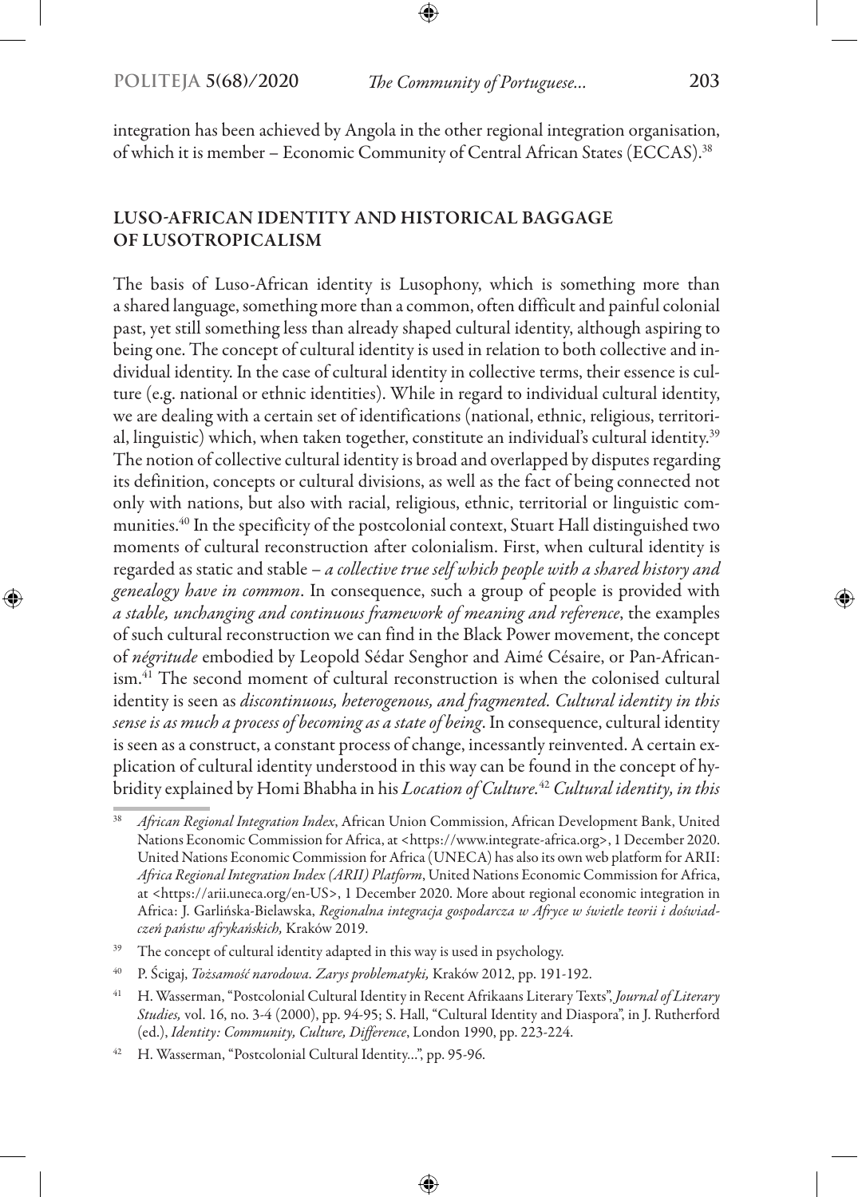integration has been achieved by Angola in the other regional integration organisation, of which it is member – Economic Community of Central African States (ECCAS).[38]

## LUSO-AFRICAN IDENTITY AND HISTORICAL BAGGAGE OF LUSOTROPICALISM

The basis of Luso-African identity is Lusophony, which is something more than a shared language, something more than a common, often difficult and painful colonial past, yet still something less than already shaped cultural identity, although aspiring to being one. The concept of cultural identity is used in relation to both collective and individual identity. In the case of cultural identity in collective terms, their essence is culture (e.g. national or ethnic identities). While in regard to individual cultural identity, we are dealing with a certain set of identifications (national, ethnic, religious, territorial, linguistic) which, when taken together, constitute an individual's cultural identity.[39] The notion of collective cultural identity is broad and overlapped by disputes regarding its definition, concepts or cultural divisions, as well as the fact of being connected not only with nations, but also with racial, religious, ethnic, territorial or linguistic communities.[40] In the specificity of the postcolonial context, Stuart Hall distinguished two moments of cultural reconstruction after colonialism. First, when cultural identity is regarded as static and stable – *a collective true self which people with a shared history and genealogy have in common*. In consequence, such a group of people is provided with *a stable, unchanging and continuous framework of meaning and reference*, the examples of such cultural reconstruction we can find in the Black Power movement, the concept of *négritude* embodied by Leopold Sédar Senghor and Aimé Césaire, or Pan-Africanism.[41] The second moment of cultural reconstruction is when the colonised cultural identity is seen as *discontinuous, heterogenous, and fragmented. Cultural identity in this sense is as much a process of becoming as a state of being*. In consequence, cultural identity is seen as a construct, a constant process of change, incessantly reinvented. A certain explication of cultural identity understood in this way can be found in the concept of hybridity explained by Homi Bhabha in his *Location of Culture.*[42] *Cultural identity, in this*

---

[38] *African Regional Integration Index*, African Union Commission, African Development Bank, United Nations Economic Commission for Africa, at <https://www.integrate-africa.org>, 1 December 2020. United Nations Economic Commission for Africa (UNECA) has also its own web platform for ARII: *Africa Regional Integration Index (ARII) Platform*, United Nations Economic Commission for Africa, at <https://arii.uneca.org/en-US>, 1 December 2020. More about regional economic integration in Africa: J. Garlińska-Bielawska, *Regionalna integracja gospodarcza w Afryce w świetle teorii i doświadczeń państw afrykańskich,* Kraków 2019.

[39] The concept of cultural identity adapted in this way is used in psychology.

[40] P. Ścigaj, *Tożsamość narodowa. Zarys problematyki,* Kraków 2012, pp. 191-192.

[41] H. Wasserman, "Postcolonial Cultural Identity in Recent Afrikaans Literary Texts", *Journal of Literary Studies,* vol. 16, no. 3-4 (2000), pp. 94-95; S. Hall, "Cultural Identity and Diaspora", in J. Rutherford (ed.), *Identity: Community, Culture, Difference*, London 1990, pp. 223-224.

[42] H. Wasserman, "Postcolonial Cultural Identity...", pp. 95-96.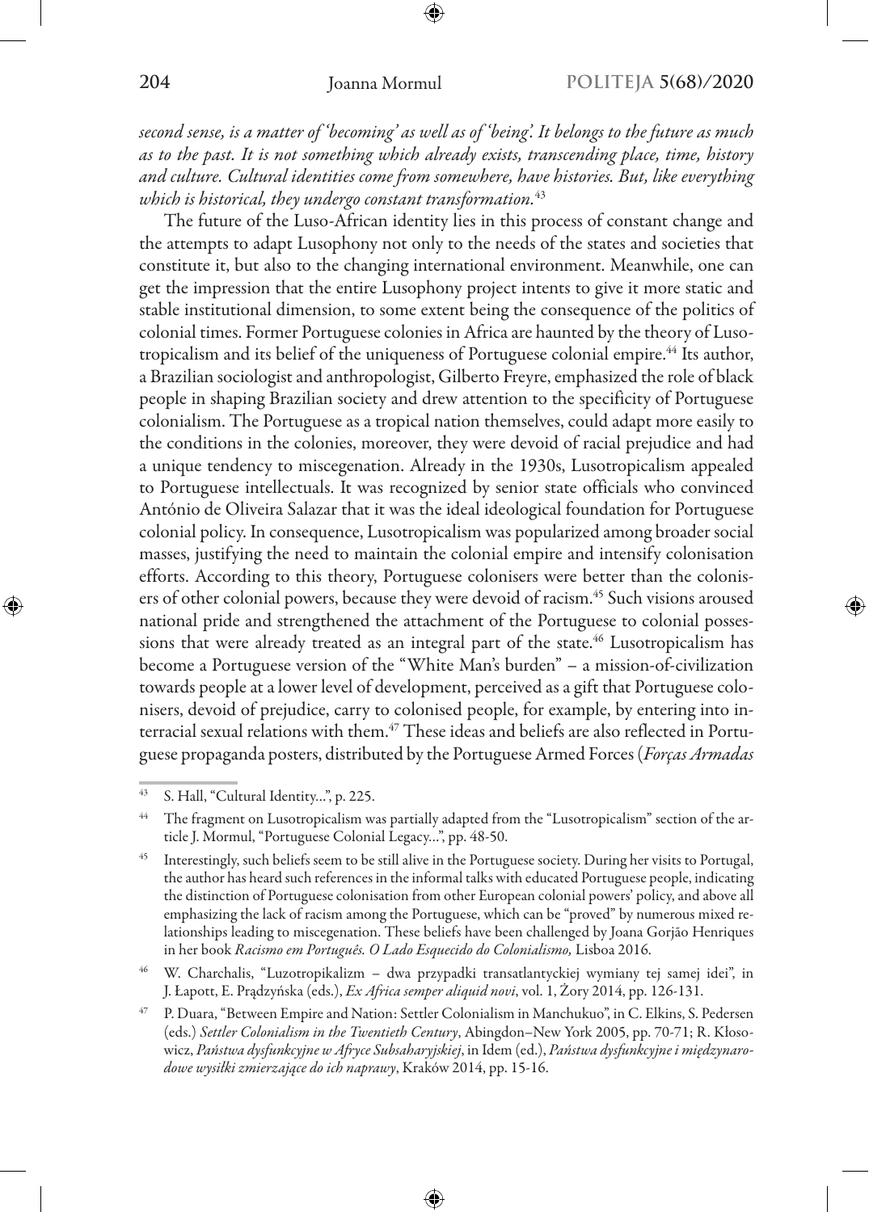*second sense, is a matter of 'becoming' as well as of 'being'. It belongs to the future as much as to the past. It is not something which already exists, transcending place, time, history and culture. Cultural identities come from somewhere, have histories. But, like everything which is historical, they undergo constant transformation.*[43]

The future of the Luso-African identity lies in this process of constant change and the attempts to adapt Lusophony not only to the needs of the states and societies that constitute it, but also to the changing international environment. Meanwhile, one can get the impression that the entire Lusophony project intents to give it more static and stable institutional dimension, to some extent being the consequence of the politics of colonial times. Former Portuguese colonies in Africa are haunted by the theory of Lusotropicalism and its belief of the uniqueness of Portuguese colonial empire.[44] Its author, a Brazilian sociologist and anthropologist, Gilberto Freyre, emphasized the role of black people in shaping Brazilian society and drew attention to the specificity of Portuguese colonialism. The Portuguese as a tropical nation themselves, could adapt more easily to the conditions in the colonies, moreover, they were devoid of racial prejudice and had a unique tendency to miscegenation. Already in the 1930s, Lusotropicalism appealed to Portuguese intellectuals. It was recognized by senior state officials who convinced António de Oliveira Salazar that it was the ideal ideological foundation for Portuguese colonial policy. In consequence, Lusotropicalism was popularized among broader social masses, justifying the need to maintain the colonial empire and intensify colonisation efforts. According to this theory, Portuguese colonisers were better than the colonisers of other colonial powers, because they were devoid of racism.[45] Such visions aroused national pride and strengthened the attachment of the Portuguese to colonial possessions that were already treated as an integral part of the state.[46] Lusotropicalism has become a Portuguese version of the "White Man's burden" – a mission-of-civilization towards people at a lower level of development, perceived as a gift that Portuguese colonisers, devoid of prejudice, carry to colonised people, for example, by entering into interracial sexual relations with them.[47] These ideas and beliefs are also reflected in Portuguese propaganda posters, distributed by the Portuguese Armed Forces (*Forças Armadas*

---

[43] S. Hall, "Cultural Identity...", p. 225.

[44] The fragment on Lusotropicalism was partially adapted from the "Lusotropicalism" section of the article J. Mormul, "Portuguese Colonial Legacy...", pp. 48-50.

[45] Interestingly, such beliefs seem to be still alive in the Portuguese society. During her visits to Portugal, the author has heard such references in the informal talks with educated Portuguese people, indicating the distinction of Portuguese colonisation from other European colonial powers' policy, and above all emphasizing the lack of racism among the Portuguese, which can be "proved" by numerous mixed relationships leading to miscegenation. These beliefs have been challenged by Joana Gorjão Henriques in her book *Racismo em Português. O Lado Esquecido do Colonialismo,* Lisboa 2016.

[46] W. Charchalis, "Luzotropikalizm – dwa przypadki transatlantyckiej wymiany tej samej idei", in J. Łapott, E. Prądzyńska (eds.), *Ex Africa semper aliquid novi*, vol. 1, Żory 2014, pp. 126-131.

[47] P. Duara, "Between Empire and Nation: Settler Colonialism in Manchukuo", in C. Elkins, S. Pedersen (eds.) *Settler Colonialism in the Twentieth Century*, Abingdon–New York 2005, pp. 70-71; R. Kłosowicz, *Państwa dysfunkcyjne w Afryce Subsaharyjskiej*, in Idem (ed.), *Państwa dysfunkcyjne i międzynarodowe wysiłki zmierzające do ich naprawy*, Kraków 2014, pp. 15-16.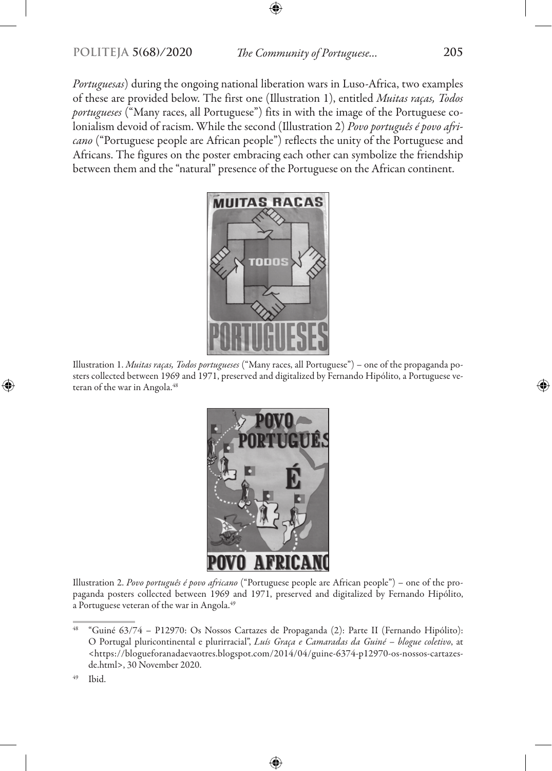*Portuguesas*) during the ongoing national liberation wars in Luso-Africa, two examples of these are provided below. The first one (Illustration 1), entitled *Muitas raças, Todos portugueses* ("Many races, all Portuguese") fits in with the image of the Portuguese colonialism devoid of racism. While the second (Illustration 2) *Povo português é povo africano* ("Portuguese people are African people") reflects the unity of the Portuguese and Africans. The figures on the poster embracing each other can symbolize the friendship between them and the "natural" presence of the Portuguese on the African continent.

Illustration 1. *Muitas raças, Todos portugueses* ("Many races, all Portuguese") – one of the propaganda posters collected between 1969 and 1971, preserved and digitalized by Fernando Hipólito, a Portuguese veteran of the war in Angola.[48]

Illustration 2. *Povo português é povo africano* ("Portuguese people are African people") – one of the propaganda posters collected between 1969 and 1971, preserved and digitalized by Fernando Hipólito, a Portuguese veteran of the war in Angola.[49]

---

[48] "Guiné 63/74 – P12970: Os Nossos Cartazes de Propaganda (2): Parte II (Fernando Hipólito): O Portugal pluricontinental e plurirracial", *Luís Graça e Camaradas da Guiné – blogue coletivo*, at <https://blogueforanadaevaotres.blogspot.com/2014/04/guine-6374-p12970-os-nossos-cartazes-de.html>, 30 November 2020.

[49] Ibid.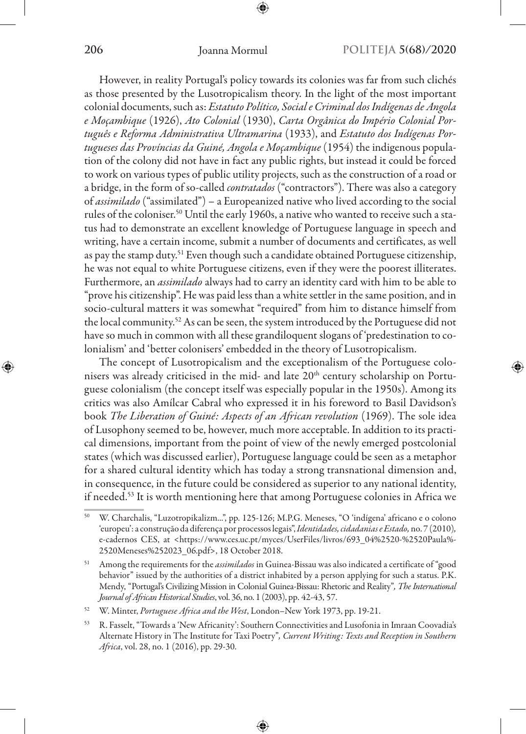However, in reality Portugal's policy towards its colonies was far from such clichés as those presented by the Lusotropicalism theory. In the light of the most important colonial documents, such as: *Estatuto Político, Social e Criminal dos Indígenas de Angola e Moçambique* (1926), *Ato Colonial* (1930), *Carta Orgânica do Império Colonial Português e Reforma Administrativa Ultramarina* (1933), and *Estatuto dos Indígenas Portugueses das Províncias da Guiné, Angola e Moçambique* (1954) the indigenous population of the colony did not have in fact any public rights, but instead it could be forced to work on various types of public utility projects, such as the construction of a road or a bridge, in the form of so-called *contratados* ("contractors"). There was also a category of *assimilado* ("assimilated") – a Europeanized native who lived according to the social rules of the coloniser.[50] Until the early 1960s, a native who wanted to receive such a status had to demonstrate an excellent knowledge of Portuguese language in speech and writing, have a certain income, submit a number of documents and certificates, as well as pay the stamp duty.[51] Even though such a candidate obtained Portuguese citizenship, he was not equal to white Portuguese citizens, even if they were the poorest illiterates. Furthermore, an *assimilado* always had to carry an identity card with him to be able to "prove his citizenship". He was paid less than a white settler in the same position, and in socio-cultural matters it was somewhat "required" from him to distance himself from the local community.[52] As can be seen, the system introduced by the Portuguese did not have so much in common with all these grandiloquent slogans of 'predestination to colonialism' and 'better colonisers' embedded in the theory of Lusotropicalism.

The concept of Lusotropicalism and the exceptionalism of the Portuguese colonisers was already criticised in the mid- and late 20th century scholarship on Portuguese colonialism (the concept itself was especially popular in the 1950s). Among its critics was also Amílcar Cabral who expressed it in his foreword to Basil Davidson's book *The Liberation of Guiné: Aspects of an African revolution* (1969). The sole idea of Lusophony seemed to be, however, much more acceptable. In addition to its practical dimensions, important from the point of view of the newly emerged postcolonial states (which was discussed earlier), Portuguese language could be seen as a metaphor for a shared cultural identity which has today a strong transnational dimension and, in consequence, in the future could be considered as superior to any national identity, if needed.[53] It is worth mentioning here that among Portuguese colonies in Africa we

---

[50] W. Charchalis, "Luzotropikalizm...", pp. 125-126; M.P.G. Meneses, "O 'indígena' africano e o colono 'europeu': a construção da diferença por processos legais", *Identidades, cidadanias e Estado,* no. 7 (2010), e-cadernos CES, at <https://www.ces.uc.pt/myces/UserFiles/livros/693_04%2520-%2520Paula%2520Meneses%252023_06.pdf>, 18 October 2018.

[51] Among the requirements for the *assimilados* in Guinea-Bissau was also indicated a certificate of "good behavior" issued by the authorities of a district inhabited by a person applying for such a status. P.K. Mendy, "Portugal's Civilizing Mission in Colonial Guinea-Bissau: Rhetoric and Reality", *The International Journal of African Historical Studies*, vol. 36, no. 1 (2003), pp. 42-43, 57.

[52] W. Minter, *Portuguese Africa and the West*, London–New York 1973, pp. 19-21.

[53] R. Fasselt, "Towards a 'New Africanity': Southern Connectivities and Lusofonia in Imraan Coovadia's Alternate History in The Institute for Taxi Poetry", *Current Writing: Texts and Reception in Southern Africa*, vol. 28, no. 1 (2016), pp. 29-30.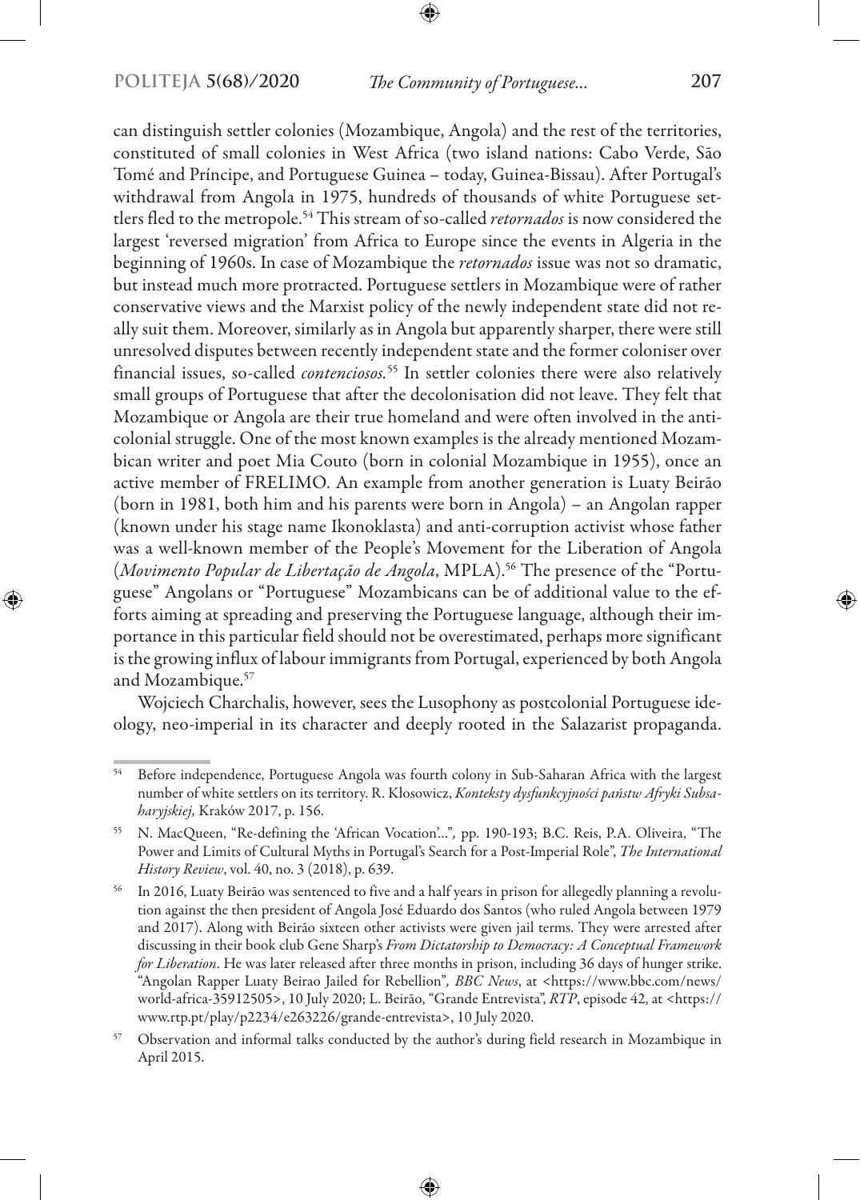can distinguish settler colonies (Mozambique, Angola) and the rest of the territories, constituted of small colonies in West Africa (two island nations: Cabo Verde, São Tomé and Príncipe, and Portuguese Guinea – today, Guinea-Bissau). After Portugal's withdrawal from Angola in 1975, hundreds of thousands of white Portuguese settlers fled to the metropole.[54] This stream of so-called *retornados* is now considered the largest 'reversed migration' from Africa to Europe since the events in Algeria in the beginning of 1960s. In case of Mozambique the *retornados* issue was not so dramatic, but instead much more protracted. Portuguese settlers in Mozambique were of rather conservative views and the Marxist policy of the newly independent state did not really suit them. Moreover, similarly as in Angola but apparently sharper, there were still unresolved disputes between recently independent state and the former coloniser over financial issues, so-called *contenciosos*.[55] In settler colonies there were also relatively small groups of Portuguese that after the decolonisation did not leave. They felt that Mozambique or Angola are their true homeland and were often involved in the anti-colonial struggle. One of the most known examples is the already mentioned Mozambican writer and poet Mia Couto (born in colonial Mozambique in 1955), once an active member of FRELIMO. An example from another generation is Luaty Beirão (born in 1981, both him and his parents were born in Angola) – an Angolan rapper (known under his stage name Ikonoklasta) and anti-corruption activist whose father was a well-known member of the People's Movement for the Liberation of Angola (*Movimento Popular de Libertação de Angola*, MPLA).[56] The presence of the "Portuguese" Angolans or "Portuguese" Mozambicans can be of additional value to the efforts aiming at spreading and preserving the Portuguese language, although their importance in this particular field should not be overestimated, perhaps more significant is the growing influx of labour immigrants from Portugal, experienced by both Angola and Mozambique.[57]

Wojciech Charchalis, however, sees the Lusophony as postcolonial Portuguese ideology, neo-imperial in its character and deeply rooted in the Salazarist propaganda.

---

[54] Before independence, Portuguese Angola was fourth colony in Sub-Saharan Africa with the largest number of white settlers on its territory. R. Kłosowicz, *Konteksty dysfunkcyjności państw Afryki Subsaharyjskiej,* Kraków 2017, p. 156.

[55] N. MacQueen, "Re-defining the 'African Vocation'...", pp. 190-193; B.C. Reis, P.A. Oliveira, "The Power and Limits of Cultural Myths in Portugal's Search for a Post-Imperial Role", *The International History Review*, vol. 40, no. 3 (2018), p. 639.

[56] In 2016, Luaty Beirão was sentenced to five and a half years in prison for allegedly planning a revolution against the then president of Angola José Eduardo dos Santos (who ruled Angola between 1979 and 2017). Along with Beirão sixteen other activists were given jail terms. They were arrested after discussing in their book club Gene Sharp's *From Dictatorship to Democracy: A Conceptual Framework for Liberation*. He was later released after three months in prison, including 36 days of hunger strike. "Angolan Rapper Luaty Beirao Jailed for Rebellion", *BBC News*, at <https://www.bbc.com/news/world-africa-35912505>, 10 July 2020; L. Beirão, "Grande Entrevista", *RTP*, episode 42, at <https://www.rtp.pt/play/p2234/e263226/grande-entrevista>, 10 July 2020.

[57] Observation and informal talks conducted by the author's during field research in Mozambique in April 2015.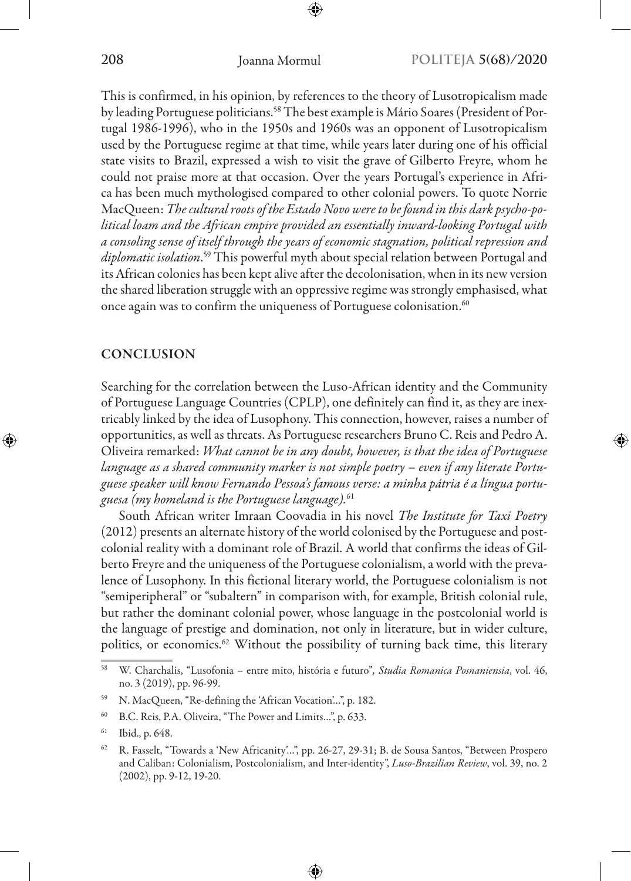This is confirmed, in his opinion, by references to the theory of Lusotropicalism made by leading Portuguese politicians.[58] The best example is Mário Soares (President of Portugal 1986-1996), who in the 1950s and 1960s was an opponent of Lusotropicalism used by the Portuguese regime at that time, while years later during one of his official state visits to Brazil, expressed a wish to visit the grave of Gilberto Freyre, whom he could not praise more at that occasion. Over the years Portugal's experience in Africa has been much mythologised compared to other colonial powers. To quote Norrie MacQueen: *The cultural roots of the Estado Novo were to be found in this dark psycho-political loam and the African empire provided an essentially inward-looking Portugal with a consoling sense of itself through the years of economic stagnation, political repression and diplomatic isolation*.[59] This powerful myth about special relation between Portugal and its African colonies has been kept alive after the decolonisation, when in its new version the shared liberation struggle with an oppressive regime was strongly emphasised, what once again was to confirm the uniqueness of Portuguese colonisation.[60]

## CONCLUSION

Searching for the correlation between the Luso-African identity and the Community of Portuguese Language Countries (CPLP), one definitely can find it, as they are inextricably linked by the idea of Lusophony. This connection, however, raises a number of opportunities, as well as threats. As Portuguese researchers Bruno C. Reis and Pedro A. Oliveira remarked: *What cannot be in any doubt, however, is that the idea of Portuguese language as a shared community marker is not simple poetry – even if any literate Portuguese speaker will know Fernando Pessoa's famous verse: a minha pátria é a língua portuguesa (my homeland is the Portuguese language)*.[61]

South African writer Imraan Coovadia in his novel *The Institute for Taxi Poetry* (2012) presents an alternate history of the world colonised by the Portuguese and postcolonial reality with a dominant role of Brazil. A world that confirms the ideas of Gilberto Freyre and the uniqueness of the Portuguese colonialism, a world with the prevalence of Lusophony. In this fictional literary world, the Portuguese colonialism is not "semiperipheral" or "subaltern" in comparison with, for example, British colonial rule, but rather the dominant colonial power, whose language in the postcolonial world is the language of prestige and domination, not only in literature, but in wider culture, politics, or economics.[62] Without the possibility of turning back time, this literary

---

[58] W. Charchalis, "Lusofonia – entre mito, história e futuro", *Studia Romanica Posnaniensia*, vol. 46, no. 3 (2019), pp. 96-99.

[59] N. MacQueen, "Re-defining the 'African Vocation'...", p. 182.

[60] B.C. Reis, P.A. Oliveira, "The Power and Limits...", p. 633.

[61] Ibid., p. 648.

[62] R. Fasselt, "Towards a 'New Africanity'...", pp. 26-27, 29-31; B. de Sousa Santos, "Between Prospero and Caliban: Colonialism, Postcolonialism, and Inter-identity", *Luso-Brazilian Review*, vol. 39, no. 2 (2002), pp. 9-12, 19-20.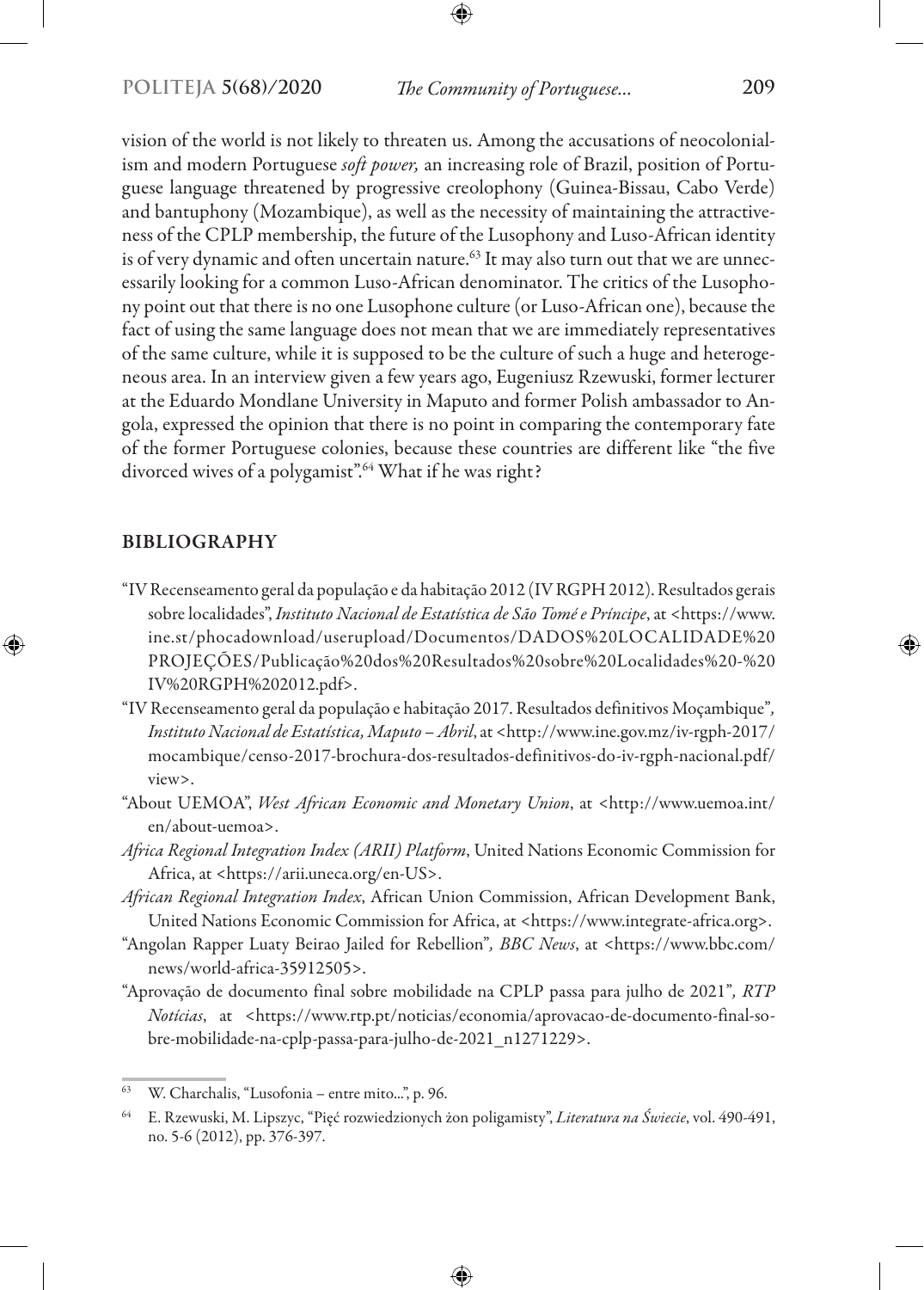vision of the world is not likely to threaten us. Among the accusations of neocolonialism and modern Portuguese *soft power,* an increasing role of Brazil, position of Portuguese language threatened by progressive creolophony (Guinea-Bissau, Cabo Verde) and bantuphony (Mozambique), as well as the necessity of maintaining the attractiveness of the CPLP membership, the future of the Lusophony and Luso-African identity is of very dynamic and often uncertain nature.[63] It may also turn out that we are unnecessarily looking for a common Luso-African denominator. The critics of the Lusophony point out that there is no one Lusophone culture (or Luso-African one), because the fact of using the same language does not mean that we are immediately representatives of the same culture, while it is supposed to be the culture of such a huge and heterogeneous area. In an interview given a few years ago, Eugeniusz Rzewuski, former lecturer at the Eduardo Mondlane University in Maputo and former Polish ambassador to Angola, expressed the opinion that there is no point in comparing the contemporary fate of the former Portuguese colonies, because these countries are different like "the five divorced wives of a polygamist".[64] What if he was right?

## BIBLIOGRAPHY

- "IV Recenseamento geral da população e da habitação 2012 (IV RGPH 2012). Resultados gerais sobre localidades", *Instituto Nacional de Estatística de São Tomé e Príncipe*, at <https://www.ine.st/phocadownload/userupload/Documentos/DADOS%20LOCALIDADE%20PROJEÇÕES/Publicação%20dos%20Resultados%20sobre%20Localidades%20-%20IV%20RGPH%202012.pdf>.
- "IV Recenseamento geral da população e habitação 2017. Resultados definitivos Moçambique"*, Instituto Nacional de Estatística, Maputo – Abril*, at <http://www.ine.gov.mz/iv-rgph-2017/mocambique/censo-2017-brochura-dos-resultados-definitivos-do-iv-rgph-nacional.pdf/view>.
- "About UEMOA", *West African Economic and Monetary Union*, at <http://www.uemoa.int/en/about-uemoa>.
- *Africa Regional Integration Index (ARII) Platform*, United Nations Economic Commission for Africa, at <https://arii.uneca.org/en-US>.
- *African Regional Integration Index*, African Union Commission, African Development Bank, United Nations Economic Commission for Africa, at <https://www.integrate-africa.org>.
- "Angolan Rapper Luaty Beirao Jailed for Rebellion"*, BBC News*, at <https://www.bbc.com/news/world-africa-35912505>.
- "Aprovação de documento final sobre mobilidade na CPLP passa para julho de 2021"*, RTP Notícias*, at <https://www.rtp.pt/noticias/economia/aprovacao-de-documento-final-sobre-mobilidade-na-cplp-passa-para-julho-de-2021_n1271229>.

---

[63] W. Charchalis, "Lusofonia – entre mito...", p. 96.

[64] E. Rzewuski, M. Lipszyc, "Pięć rozwiedzionych żon poligamisty", *Literatura na Świecie*, vol. 490-491, no. 5-6 (2012), pp. 376-397.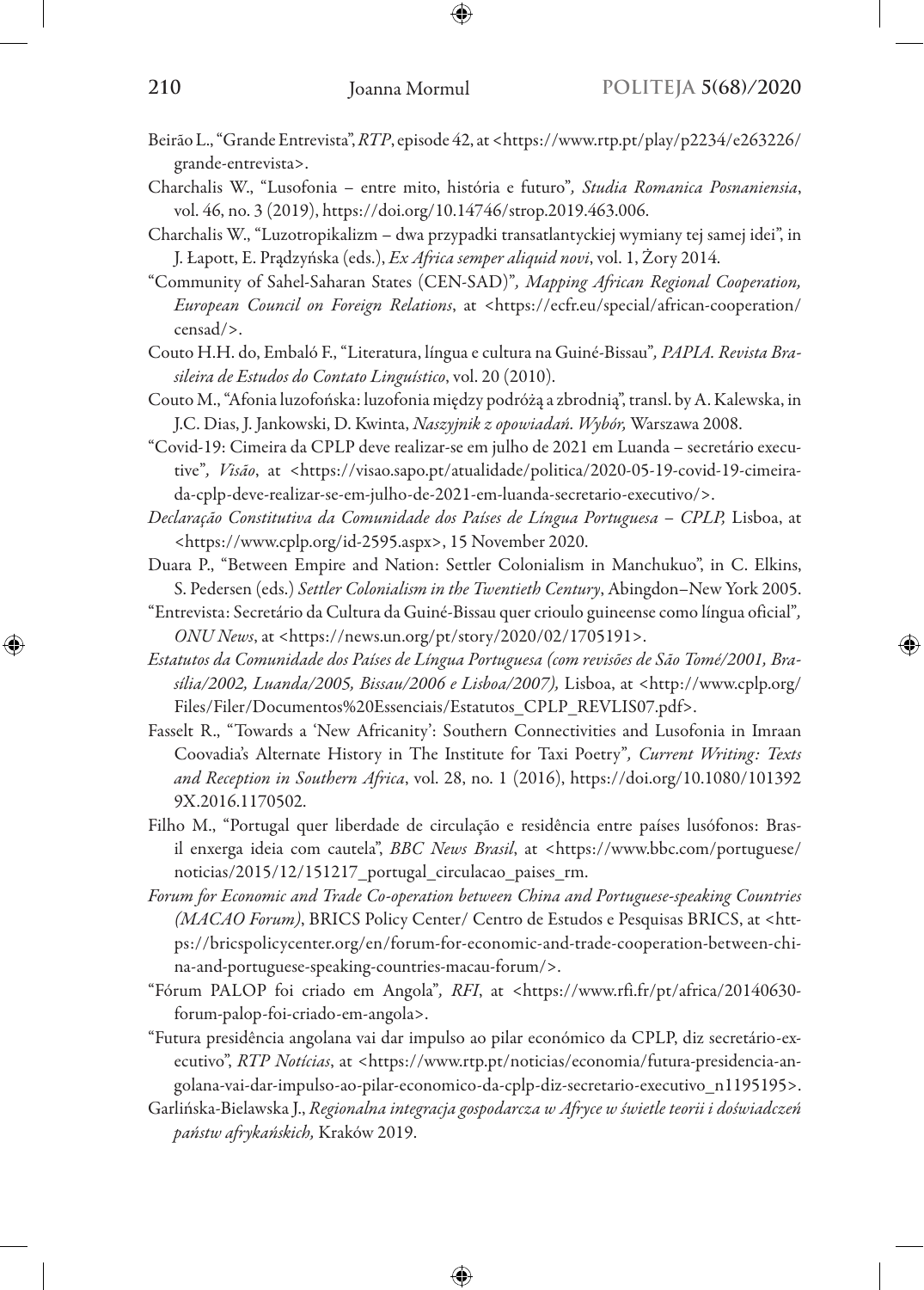Beirão L., "Grande Entrevista", *RTP*, episode 42, at <https://www.rtp.pt/play/p2234/e263226/grande-entrevista>.

Charchalis W., "Lusofonia – entre mito, história e futuro", *Studia Romanica Posnaniensia*, vol. 46, no. 3 (2019), https://doi.org/10.14746/strop.2019.463.006.

Charchalis W., "Luzotropikalizm – dwa przypadki transatlantyckiej wymiany tej samej idei", in J. Łapott, E. Prądzyńska (eds.), *Ex Africa semper aliquid novi*, vol. 1, Żory 2014.

"Community of Sahel-Saharan States (CEN-SAD)", *Mapping African Regional Cooperation, European Council on Foreign Relations*, at <https://ecfr.eu/special/african-cooperation/censad/>.

Couto H.H. do, Embaló F., "Literatura, língua e cultura na Guiné-Bissau", *PAPIA. Revista Brasileira de Estudos do Contato Linguístico*, vol. 20 (2010).

Couto M., "Afonia luzofońska: luzofonia między podróżą a zbrodnią", transl. by A. Kalewska, in J.C. Dias, J. Jankowski, D. Kwinta, *Naszyjnik z opowiadań. Wybór,* Warszawa 2008.

"Covid-19: Cimeira da CPLP deve realizar-se em julho de 2021 em Luanda – secretário executive", *Visão*, at <https://visao.sapo.pt/atualidade/politica/2020-05-19-covid-19-cimeira-da-cplp-deve-realizar-se-em-julho-de-2021-em-luanda-secretario-executivo/>.

*Declaração Constitutiva da Comunidade dos Países de Língua Portuguesa – CPLP,* Lisboa, at <https://www.cplp.org/id-2595.aspx>, 15 November 2020.

Duara P., "Between Empire and Nation: Settler Colonialism in Manchukuo", in C. Elkins, S. Pedersen (eds.) *Settler Colonialism in the Twentieth Century*, Abingdon–New York 2005.

"Entrevista: Secretário da Cultura da Guiné-Bissau quer crioulo guineense como língua oficial", *ONU News*, at <https://news.un.org/pt/story/2020/02/1705191>.

*Estatutos da Comunidade dos Países de Língua Portuguesa (com revisões de São Tomé/2001, Brasília/2002, Luanda/2005, Bissau/2006 e Lisboa/2007),* Lisboa, at <http://www.cplp.org/Files/Filer/Documentos%20Essenciais/Estatutos_CPLP_REVLIS07.pdf>.

Fasselt R., "Towards a 'New Africanity': Southern Connectivities and Lusofonia in Imraan Coovadia's Alternate History in The Institute for Taxi Poetry", *Current Writing: Texts and Reception in Southern Africa*, vol. 28, no. 1 (2016), https://doi.org/10.1080/1013929X.2016.1170502.

Filho M., "Portugal quer liberdade de circulação e residência entre países lusófonos: Brasil enxerga ideia com cautela", *BBC News Brasil*, at <https://www.bbc.com/portuguese/noticias/2015/12/151217_portugal_circulacao_paises_rm.

*Forum for Economic and Trade Co-operation between China and Portuguese-speaking Countries (MACAO Forum)*, BRICS Policy Center/ Centro de Estudos e Pesquisas BRICS, at <https://bricspolicycenter.org/en/forum-for-economic-and-trade-cooperation-between-china-and-portuguese-speaking-countries-macau-forum/>.

"Fórum PALOP foi criado em Angola", *RFI*, at <https://www.rfi.fr/pt/africa/20140630-forum-palop-foi-criado-em-angola>.

"Futura presidência angolana vai dar impulso ao pilar económico da CPLP, diz secretário-executivo", *RTP Notícias*, at <https://www.rtp.pt/noticias/economia/futura-presidencia-angolana-vai-dar-impulso-ao-pilar-economico-da-cplp-diz-secretario-executivo_n1195195>.

Garlińska-Bielawska J., *Regionalna integracja gospodarcza w Afryce w świetle teorii i doświadczeń państw afrykańskich,* Kraków 2019.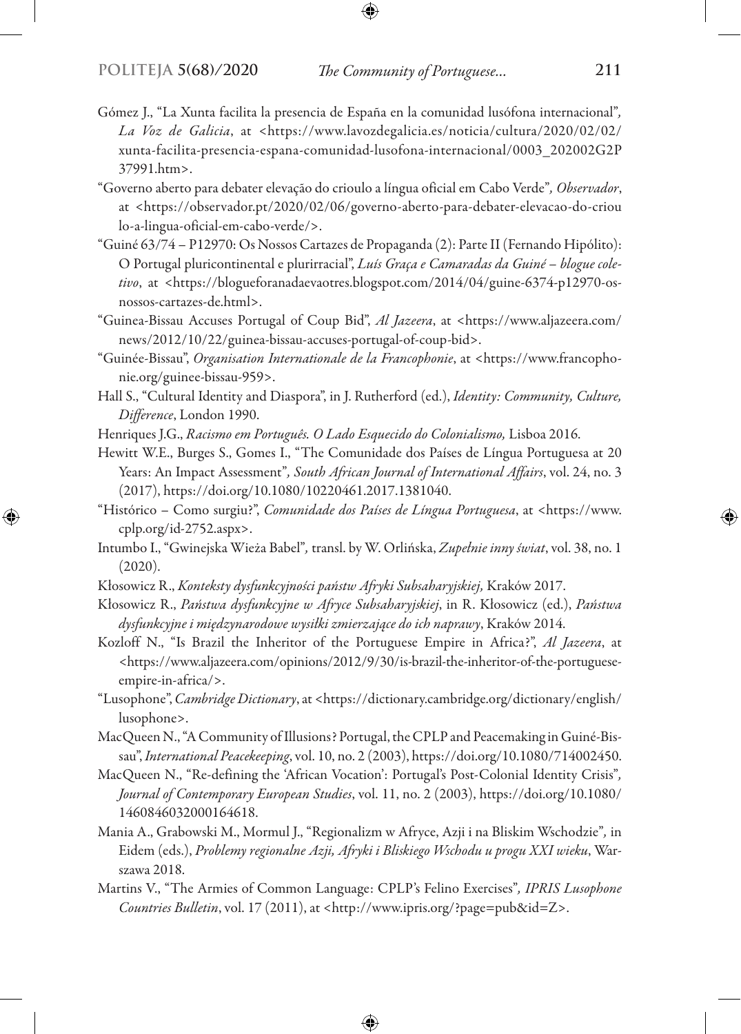Gómez J., "La Xunta facilita la presencia de España en la comunidad lusófona internacional", *La Voz de Galicia*, at <https://www.lavozdegalicia.es/noticia/cultura/2020/02/02/xunta-facilita-presencia-espana-comunidad-lusofona-internacional/0003_202002G2P37991.htm>.

"Governo aberto para debater elevação do crioulo a língua oficial em Cabo Verde", *Observador*, at <https://observador.pt/2020/02/06/governo-aberto-para-debater-elevacao-do-crioulo-a-lingua-oficial-em-cabo-verde/>.

"Guiné 63/74 – P12970: Os Nossos Cartazes de Propaganda (2): Parte II (Fernando Hipólito): O Portugal pluricontinental e plurirracial", *Luís Graça e Camaradas da Guiné – blogue coletivo*, at <https://blogueforanadaevaotres.blogspot.com/2014/04/guine-6374-p12970-os-nossos-cartazes-de.html>.

"Guinea-Bissau Accuses Portugal of Coup Bid", *Al Jazeera*, at <https://www.aljazeera.com/news/2012/10/22/guinea-bissau-accuses-portugal-of-coup-bid>.

"Guinée-Bissau", *Organisation Internationale de la Francophonie*, at <https://www.francophonie.org/guinee-bissau-959>.

Hall S., "Cultural Identity and Diaspora", in J. Rutherford (ed.), *Identity: Community, Culture, Difference*, London 1990.

Henriques J.G., *Racismo em Português. O Lado Esquecido do Colonialismo,* Lisboa 2016.

Hewitt W.E., Burges S., Gomes I., "The Comunidade dos Países de Língua Portuguesa at 20 Years: An Impact Assessment", *South African Journal of International Affairs*, vol. 24, no. 3 (2017), https://doi.org/10.1080/10220461.2017.1381040.

"Histórico – Como surgiu?", *Comunidade dos Países de Língua Portuguesa*, at <https://www.cplp.org/id-2752.aspx>.

Intumbo I., "Gwinejska Wieża Babel", transl. by W. Orlińska, *Zupełnie inny świat*, vol. 38, no. 1 (2020).

Kłosowicz R., *Konteksty dysfunkcyjności państw Afryki Subsaharyjskiej,* Kraków 2017.

Kłosowicz R., *Państwa dysfunkcyjne w Afryce Subsaharyjskiej*, in R. Kłosowicz (ed.), *Państwa dysfunkcyjne i międzynarodowe wysiłki zmierzające do ich naprawy*, Kraków 2014.

Kozloff N., "Is Brazil the Inheritor of the Portuguese Empire in Africa?", *Al Jazeera*, at <https://www.aljazeera.com/opinions/2012/9/30/is-brazil-the-inheritor-of-the-portuguese-empire-in-africa/>.

"Lusophone", *Cambridge Dictionary*, at <https://dictionary.cambridge.org/dictionary/english/lusophone>.

MacQueen N., "A Community of Illusions? Portugal, the CPLP and Peacemaking in Guiné-Bissau", *International Peacekeeping*, vol. 10, no. 2 (2003), https://doi.org/10.1080/714002450.

MacQueen N., "Re-defining the 'African Vocation': Portugal's Post-Colonial Identity Crisis", *Journal of Contemporary European Studies*, vol. 11, no. 2 (2003), https://doi.org/10.1080/1460846032000164618.

Mania A., Grabowski M., Mormul J., "Regionalizm w Afryce, Azji i na Bliskim Wschodzie", in Eidem (eds.), *Problemy regionalne Azji, Afryki i Bliskiego Wschodu u progu XXI wieku*, Warszawa 2018.

Martins V., "The Armies of Common Language: CPLP's Felino Exercises", *IPRIS Lusophone Countries Bulletin*, vol. 17 (2011), at <http://www.ipris.org/?page=pub&id=Z>.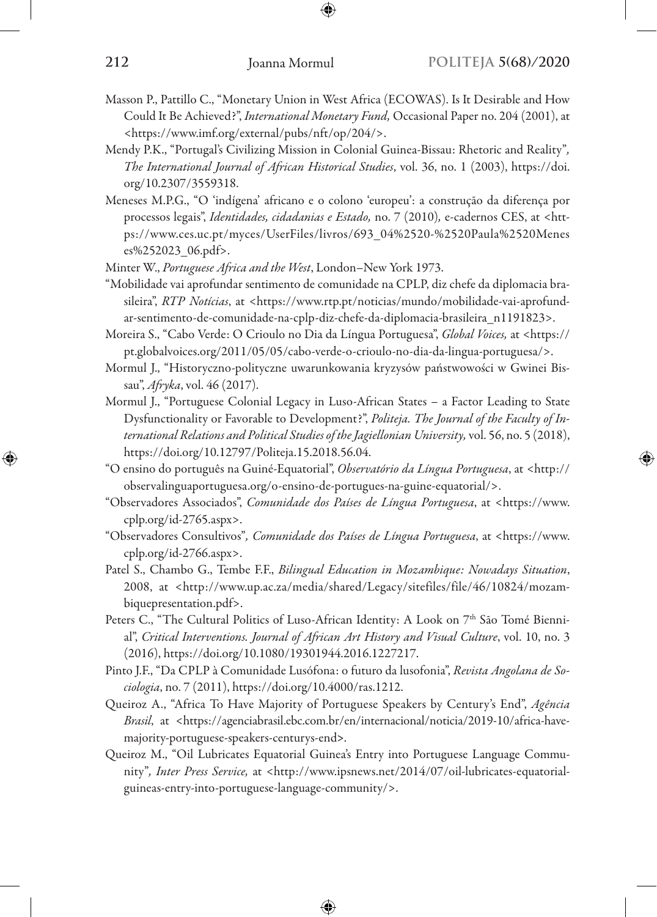Masson P., Pattillo C., "Monetary Union in West Africa (ECOWAS). Is It Desirable and How Could It Be Achieved?", *International Monetary Fund,* Occasional Paper no. 204 (2001), at <https://www.imf.org/external/pubs/nft/op/204/>.

Mendy P.K., "Portugal's Civilizing Mission in Colonial Guinea-Bissau: Rhetoric and Reality"*, The International Journal of African Historical Studies*, vol. 36, no. 1 (2003), https://doi.org/10.2307/3559318.

Meneses M.P.G., "O 'indígena' africano e o colono 'europeu': a construção da diferença por processos legais", *Identidades, cidadanias e Estado,* no. 7 (2010)*,* e-cadernos CES, at <https://www.ces.uc.pt/myces/UserFiles/livros/693_04%2520-%2520Paula%2520Meneses%252023_06.pdf>.

Minter W., *Portuguese Africa and the West*, London–New York 1973.

"Mobilidade vai aprofundar sentimento de comunidade na CPLP, diz chefe da diplomacia brasileira", *RTP Notícias*, at <https://www.rtp.pt/noticias/mundo/mobilidade-vai-aprofundar-sentimento-de-comunidade-na-cplp-diz-chefe-da-diplomacia-brasileira_n1191823>.

Moreira S., "Cabo Verde: O Crioulo no Dia da Língua Portuguesa", *Global Voices,* at <https://pt.globalvoices.org/2011/05/05/cabo-verde-o-crioulo-no-dia-da-lingua-portuguesa/>.

Mormul J., "Historyczno-polityczne uwarunkowania kryzysów państwowości w Gwinei Bissau", *Afryka*, vol. 46 (2017).

Mormul J., "Portuguese Colonial Legacy in Luso-African States – a Factor Leading to State Dysfunctionality or Favorable to Development?", *Politeja. The Journal of the Faculty of International Relations and Political Studies of the Jagiellonian University,* vol. 56, no. 5 (2018), https://doi.org/10.12797/Politeja.15.2018.56.04.

"O ensino do português na Guiné-Equatorial", *Observatório da Língua Portuguesa*, at <http://observalinguaportuguesa.org/o-ensino-de-portugues-na-guine-equatorial/>.

"Observadores Associados", *Comunidade dos Países de Língua Portuguesa*, at <https://www.cplp.org/id-2765.aspx>.

"Observadores Consultivos"*, Comunidade dos Países de Língua Portuguesa*, at <https://www.cplp.org/id-2766.aspx>.

Patel S., Chambo G., Tembe F.F., *Bilingual Education in Mozambique: Nowadays Situation*, 2008, at <http://www.up.ac.za/media/shared/Legacy/sitefiles/file/46/10824/mozambiquepresentation.pdf>.

Peters C., "The Cultural Politics of Luso-African Identity: A Look on 7th São Tomé Biennial", *Critical Interventions. Journal of African Art History and Visual Culture*, vol. 10, no. 3 (2016), https://doi.org/10.1080/19301944.2016.1227217.

Pinto J.F., "Da CPLP à Comunidade Lusófona: o futuro da lusofonia", *Revista Angolana de Sociologia*, no. 7 (2011), https://doi.org/10.4000/ras.1212.

Queiroz A., "Africa To Have Majority of Portuguese Speakers by Century's End", *Agência Brasil*, at <https://agenciabrasil.ebc.com.br/en/internacional/noticia/2019-10/africa-have-majority-portuguese-speakers-centurys-end>.

Queiroz M., "Oil Lubricates Equatorial Guinea's Entry into Portuguese Language Community"*, Inter Press Service,* at <http://www.ipsnews.net/2014/07/oil-lubricates-equatorial-guineas-entry-into-portuguese-language-community/>.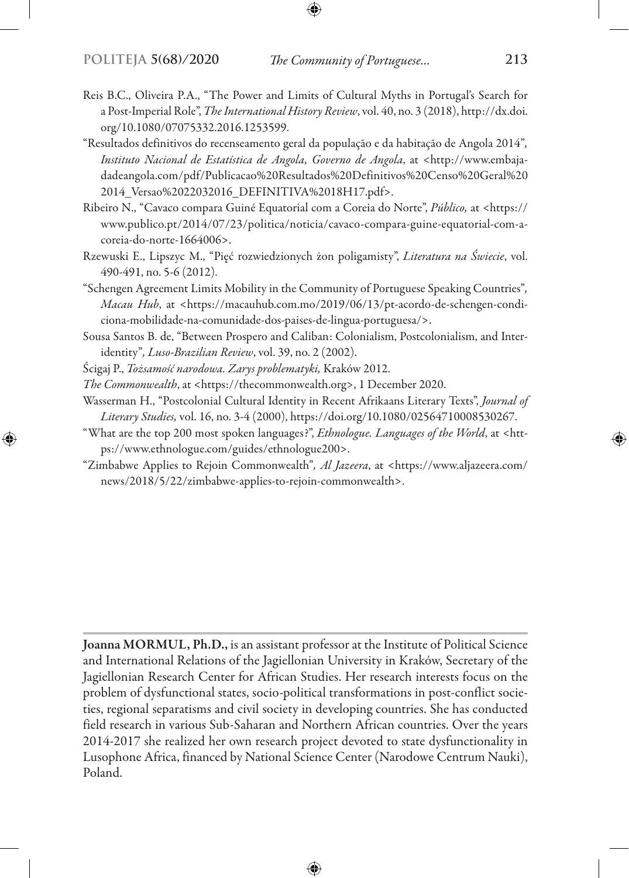Reis B.C., Oliveira P.A., "The Power and Limits of Cultural Myths in Portugal's Search for a Post-Imperial Role", *The International History Review*, vol. 40, no. 3 (2018), http://dx.doi.org/10.1080/07075332.2016.1253599.

"Resultados definitivos do recenseamento geral da população e da habitação de Angola 2014", *Instituto Nacional de Estatística de Angola, Governo de Angola*, at <http://www.embajadadeangola.com/pdf/Publicacao%20Resultados%20Definitivos%20Censo%20Geral%202014_Versao%2022032016_DEFINITIVA%2018H17.pdf>.

Ribeiro N., "Cavaco compara Guiné Equatorial com a Coreia do Norte", *Público,* at <https://www.publico.pt/2014/07/23/politica/noticia/cavaco-compara-guine-equatorial-com-a-coreia-do-norte-1664006>.

Rzewuski E., Lipszyc M., "Pięć rozwiedzionych żon poligamisty", *Literatura na Świecie*, vol. 490-491, no. 5-6 (2012).

"Schengen Agreement Limits Mobility in the Community of Portuguese Speaking Countries", *Macau Hub*, at <https://macauhub.com.mo/2019/06/13/pt-acordo-de-schengen-condiciona-mobilidade-na-comunidade-dos-paises-de-lingua-portuguesa/>.

Sousa Santos B. de, "Between Prospero and Caliban: Colonialism, Postcolonialism, and Inter-identity", *Luso-Brazilian Review*, vol. 39, no. 2 (2002).

Ścigaj P., *Tożsamość narodowa. Zarys problematyki,* Kraków 2012.

*The Commonwealth*, at <https://thecommonwealth.org>, 1 December 2020.

Wasserman H., "Postcolonial Cultural Identity in Recent Afrikaans Literary Texts", *Journal of Literary Studies,* vol. 16, no. 3-4 (2000), https://doi.org/10.1080/02564710008530267.

"What are the top 200 most spoken languages?", *Ethnologue. Languages of the World*, at <https://www.ethnologue.com/guides/ethnologue200>.

"Zimbabwe Applies to Rejoin Commonwealth", *Al Jazeera*, at <https://www.aljazeera.com/news/2018/5/22/zimbabwe-applies-to-rejoin-commonwealth>.

---

**Joanna MORMUL, Ph.D.,** is an assistant professor at the Institute of Political Science and International Relations of the Jagiellonian University in Kraków, Secretary of the Jagiellonian Research Center for African Studies. Her research interests focus on the problem of dysfunctional states, socio-political transformations in post-conflict societies, regional separatisms and civil society in developing countries. She has conducted field research in various Sub-Saharan and Northern African countries. Over the years 2014-2017 she realized her own research project devoted to state dysfunctionality in Lusophone Africa, financed by National Science Center (Narodowe Centrum Nauki), Poland.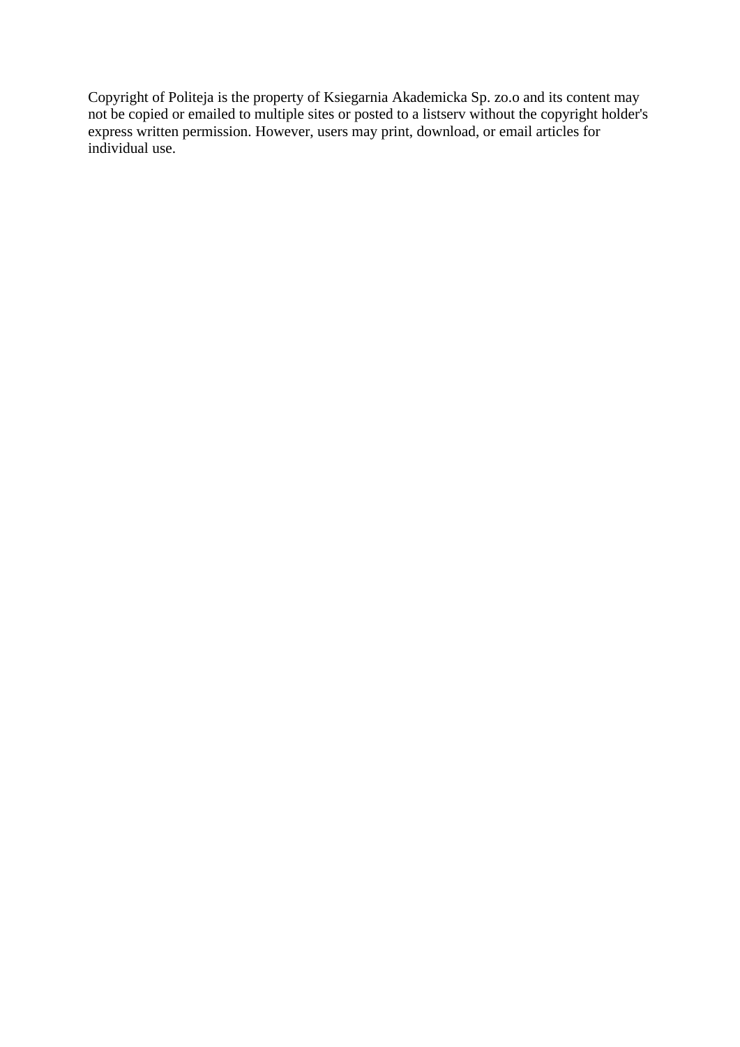Copyright of Politeja is the property of Ksiegarnia Akademicka Sp. zo.o and its content may not be copied or emailed to multiple sites or posted to a listserv without the copyright holder's express written permission. However, users may print, download, or email articles for individual use.